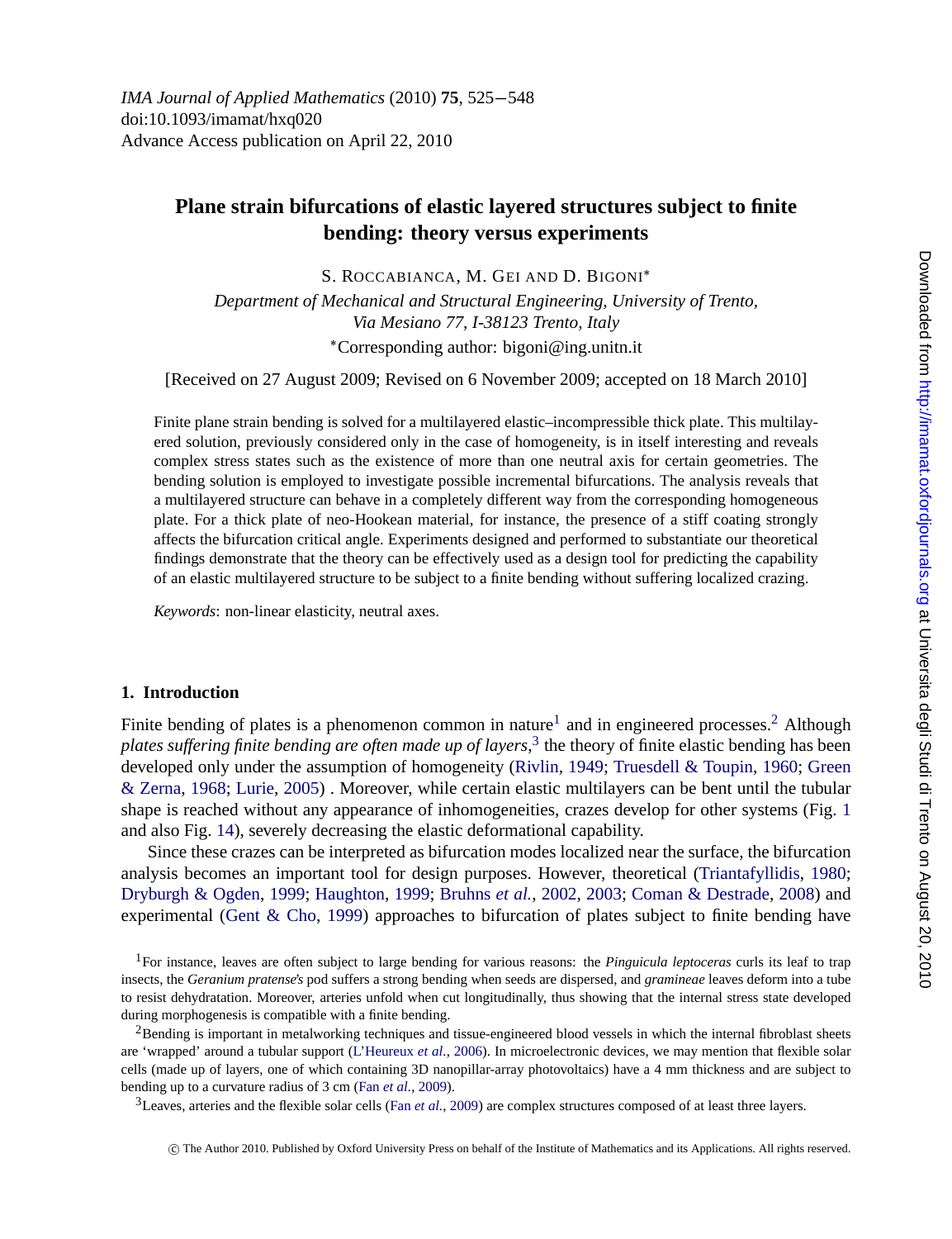IMA Journal of Applied Mathematics (2010) **75**, 525–548
doi:10.1093/imamat/hxq020
Advance Access publication on April 22, 2010

# Plane strain bifurcations of elastic layered structures subject to finite bending: theory versus experiments

S. ROCCABIANCA, M. GEI AND D. BIGONI*

*Department of Mechanical and Structural Engineering, University of Trento, Via Mesiano 77, I-38123 Trento, Italy*

*Corresponding author: bigoni@ing.unitn.it

[Received on 27 August 2009; Revised on 6 November 2009; accepted on 18 March 2010]

Finite plane strain bending is solved for a multilayered elastic–incompressible thick plate. This multilayered solution, previously considered only in the case of homogeneity, is in itself interesting and reveals complex stress states such as the existence of more than one neutral axis for certain geometries. The bending solution is employed to investigate possible incremental bifurcations. The analysis reveals that a multilayered structure can behave in a completely different way from the corresponding homogeneous plate. For a thick plate of neo-Hookean material, for instance, the presence of a stiff coating strongly affects the bifurcation critical angle. Experiments designed and performed to substantiate our theoretical findings demonstrate that the theory can be effectively used as a design tool for predicting the capability of an elastic multilayered structure to be subject to a finite bending without suffering localized crazing.

*Keywords*: non-linear elasticity, neutral axes.

## 1. Introduction

Finite bending of plates is a phenomenon common in nature[1] and in engineered processes.[2] Although *plates suffering finite bending are often made up of layers*,[3] the theory of finite elastic bending has been developed only under the assumption of homogeneity (Rivlin, 1949; Truesdell & Toupin, 1960; Green & Zerna, 1968; Lurie, 2005) . Moreover, while certain elastic multilayers can be bent until the tubular shape is reached without any appearance of inhomogeneities, crazes develop for other systems (Fig. 1 and also Fig. 14), severely decreasing the elastic deformational capability.

Since these crazes can be interpreted as bifurcation modes localized near the surface, the bifurcation analysis becomes an important tool for design purposes. However, theoretical (Triantafyllidis, 1980; Dryburgh & Ogden, 1999; Haughton, 1999; Bruhns *et al.*, 2002, 2003; Coman & Destrade, 2008) and experimental (Gent & Cho, 1999) approaches to bifurcation of plates subject to finite bending have

[1]For instance, leaves are often subject to large bending for various reasons: the *Pinguicula leptoceras* curls its leaf to trap insects, the *Geranium pratense*'s pod suffers a strong bending when seeds are dispersed, and *gramineae* leaves deform into a tube to resist dehydratation. Moreover, arteries unfold when cut longitudinally, thus showing that the internal stress state developed during morphogenesis is compatible with a finite bending.

[2]Bending is important in metalworking techniques and tissue-engineered blood vessels in which the internal fibroblast sheets are 'wrapped' around a tubular support (L'Heureux *et al.*, 2006). In microelectronic devices, we may mention that flexible solar cells (made up of layers, one of which containing 3D nanopillar-array photovoltaics) have a 4 mm thickness and are subject to bending up to a curvature radius of 3 cm (Fan *et al.*, 2009).

[3]Leaves, arteries and the flexible solar cells (Fan *et al.*, 2009) are complex structures composed of at least three layers.

© The Author 2010. Published by Oxford University Press on behalf of the Institute of Mathematics and its Applications. All rights reserved.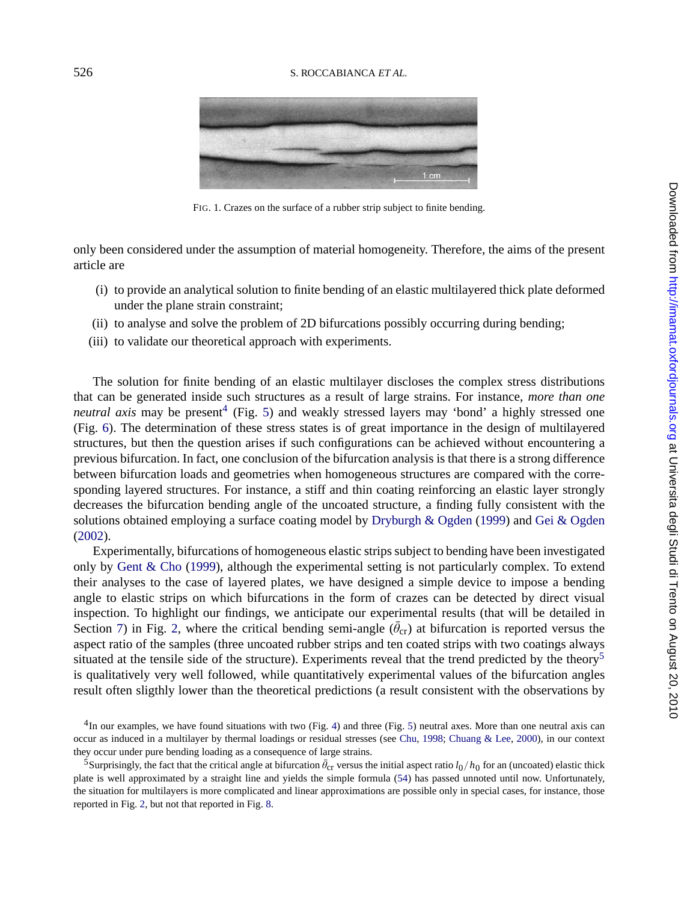FIG. 1. Crazes on the surface of a rubber strip subject to finite bending.

only been considered under the assumption of material homogeneity. Therefore, the aims of the present article are

(i) to provide an analytical solution to finite bending of an elastic multilayered thick plate deformed under the plane strain constraint;

(ii) to analyse and solve the problem of 2D bifurcations possibly occurring during bending;

(iii) to validate our theoretical approach with experiments.

The solution for finite bending of an elastic multilayer discloses the complex stress distributions that can be generated inside such structures as a result of large strains. For instance, *more than one neutral axis* may be present[4] (Fig. 5) and weakly stressed layers may 'bond' a highly stressed one (Fig. 6). The determination of these stress states is of great importance in the design of multilayered structures, but then the question arises if such configurations can be achieved without encountering a previous bifurcation. In fact, one conclusion of the bifurcation analysis is that there is a strong difference between bifurcation loads and geometries when homogeneous structures are compared with the corresponding layered structures. For instance, a stiff and thin coating reinforcing an elastic layer strongly decreases the bifurcation bending angle of the uncoated structure, a finding fully consistent with the solutions obtained employing a surface coating model by Dryburgh & Ogden (1999) and Gei & Ogden (2002).

Experimentally, bifurcations of homogeneous elastic strips subject to bending have been investigated only by Gent & Cho (1999), although the experimental setting is not particularly complex. To extend their analyses to the case of layered plates, we have designed a simple device to impose a bending angle to elastic strips on which bifurcations in the form of crazes can be detected by direct visual inspection. To highlight our findings, we anticipate our experimental results (that will be detailed in Section 7) in Fig. 2, where the critical bending semi-angle ($\bar{\theta}_{cr}$) at bifurcation is reported versus the aspect ratio of the samples (three uncoated rubber strips and ten coated strips with two coatings always situated at the tensile side of the structure). Experiments reveal that the trend predicted by the theory[5] is qualitatively very well followed, while quantitatively experimental values of the bifurcation angles result often sligthly lower than the theoretical predictions (a result consistent with the observations by

[4]In our examples, we have found situations with two (Fig. 4) and three (Fig. 5) neutral axes. More than one neutral axis can occur as induced in a multilayer by thermal loadings or residual stresses (see Chu, 1998; Chuang & Lee, 2000), in our context they occur under pure bending loading as a consequence of large strains.

[5]Surprisingly, the fact that the critical angle at bifurcation $\bar{\theta}_{cr}$ versus the initial aspect ratio $l_0/h_0$ for an (uncoated) elastic thick plate is well approximated by a straight line and yields the simple formula (54) has passed unnoted until now. Unfortunately, the situation for multilayers is more complicated and linear approximations are possible only in special cases, for instance, those reported in Fig. 2, but not that reported in Fig. 8.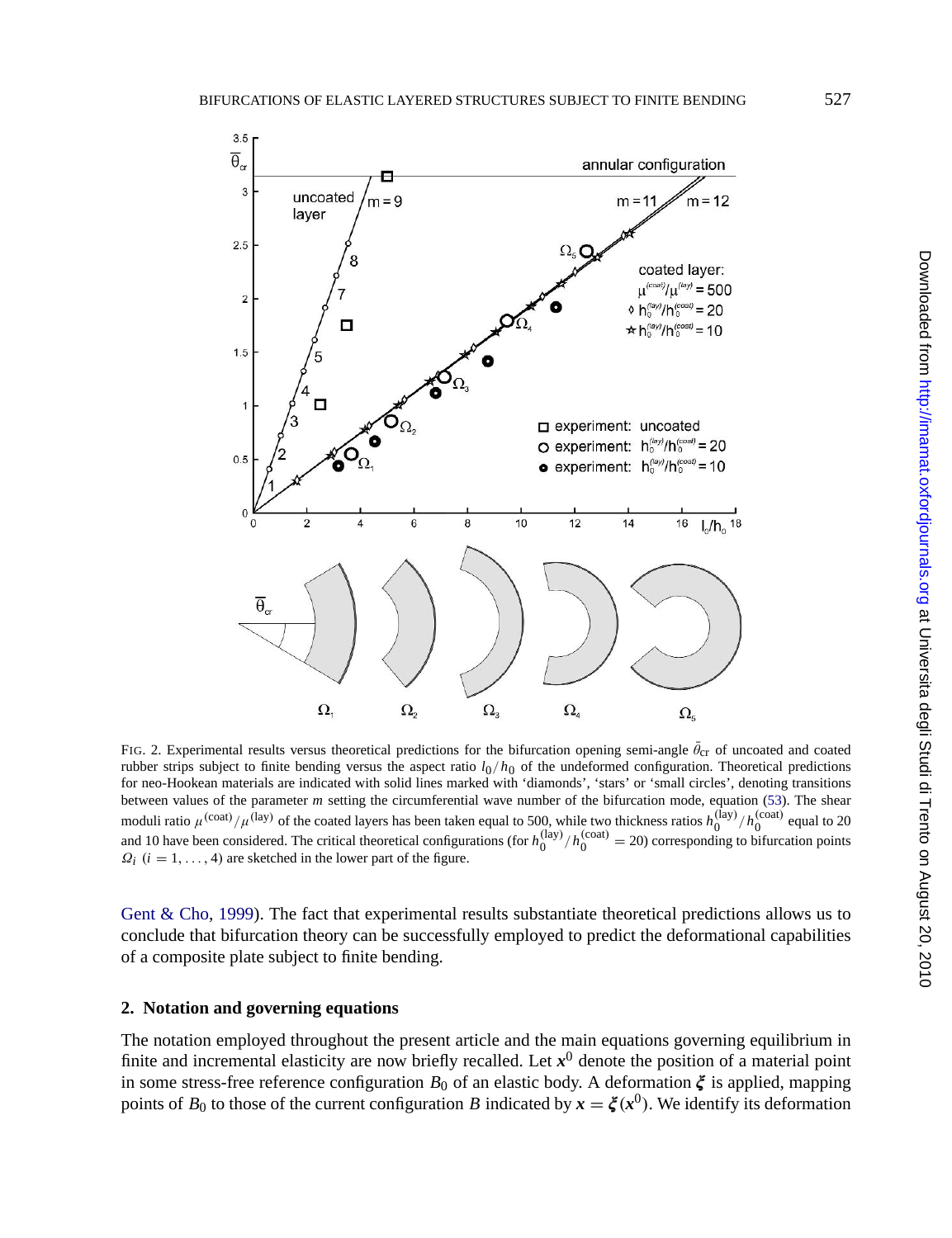FIG. 2. Experimental results versus theoretical predictions for the bifurcation opening semi-angle $\bar{\theta}_{cr}$ of uncoated and coated rubber strips subject to finite bending versus the aspect ratio $l_0/h_0$ of the undeformed configuration. Theoretical predictions for neo-Hookean materials are indicated with solid lines marked with 'diamonds', 'stars' or 'small circles', denoting transitions between values of the parameter $m$ setting the circumferential wave number of the bifurcation mode, equation (53). The shear moduli ratio $\mu^{(coat)}/\mu^{(lay)}$ of the coated layers has been taken equal to 500, while two thickness ratios $h_0^{(lay)}/h_0^{(coat)}$ equal to 20 and 10 have been considered. The critical theoretical configurations (for $h_0^{(lay)}/h_0^{(coat)} = 20$) corresponding to bifurcation points $\Omega_i$ $(i = 1, \ldots, 4)$ are sketched in the lower part of the figure.

Gent & Cho, 1999). The fact that experimental results substantiate theoretical predictions allows us to conclude that bifurcation theory can be successfully employed to predict the deformational capabilities of a composite plate subject to finite bending.

## 2. Notation and governing equations

The notation employed throughout the present article and the main equations governing equilibrium in finite and incremental elasticity are now briefly recalled. Let $\boldsymbol{x}^0$ denote the position of a material point in some stress-free reference configuration $B_0$ of an elastic body. A deformation $\boldsymbol{\xi}$ is applied, mapping points of $B_0$ to those of the current configuration $B$ indicated by $\boldsymbol{x} = \boldsymbol{\xi}(\boldsymbol{x}^0)$. We identify its deformation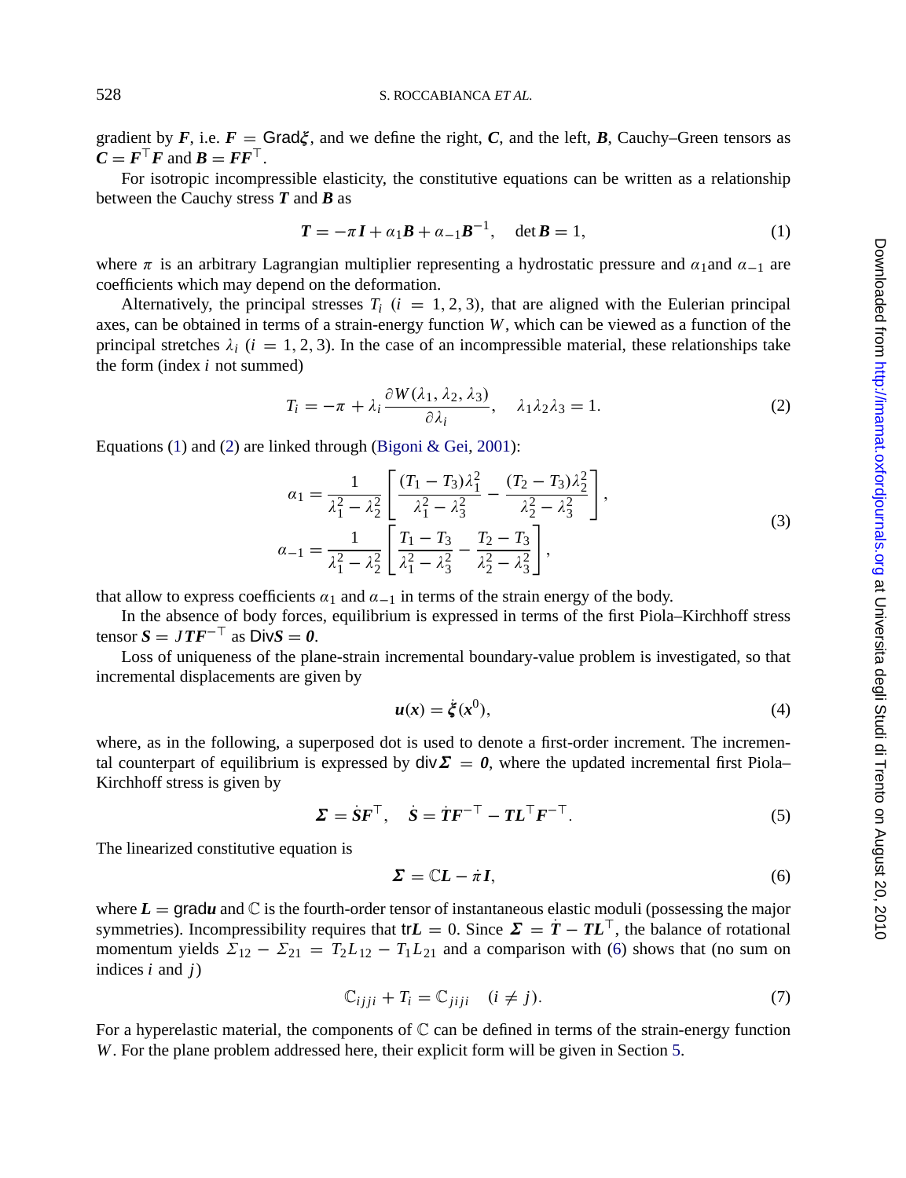gradient by $\boldsymbol{F}$, i.e. $\boldsymbol{F} = \text{Grad}\boldsymbol{\xi}$, and we define the right, $\boldsymbol{C}$, and the left, $\boldsymbol{B}$, Cauchy–Green tensors as $\boldsymbol{C} = \boldsymbol{F}^{\top}\boldsymbol{F}$ and $\boldsymbol{B} = \boldsymbol{F}\boldsymbol{F}^{\top}$.

For isotropic incompressible elasticity, the constitutive equations can be written as a relationship between the Cauchy stress $\boldsymbol{T}$ and $\boldsymbol{B}$ as

$$\boldsymbol{T} = -\pi \boldsymbol{I} + \alpha_1 \boldsymbol{B} + \alpha_{-1}\boldsymbol{B}^{-1}, \quad \det \boldsymbol{B} = 1, \tag{1}$$

where $\pi$ is an arbitrary Lagrangian multiplier representing a hydrostatic pressure and $\alpha_1$and $\alpha_{-1}$ are coefficients which may depend on the deformation.

Alternatively, the principal stresses $T_i$ ($i = 1, 2, 3$), that are aligned with the Eulerian principal axes, can be obtained in terms of a strain-energy function $W$, which can be viewed as a function of the principal stretches $\lambda_i$ ($i = 1, 2, 3$). In the case of an incompressible material, these relationships take the form (index $i$ not summed)

$$T_i = -\pi + \lambda_i \frac{\partial W(\lambda_1, \lambda_2, \lambda_3)}{\partial \lambda_i}, \quad \lambda_1\lambda_2\lambda_3 = 1. \tag{2}$$

Equations (1) and (2) are linked through (Bigoni & Gei, 2001):

$$\begin{aligned}
\alpha_1 &= \frac{1}{\lambda_1^2 - \lambda_2^2}\left[\frac{(T_1 - T_3)\lambda_1^2}{\lambda_1^2 - \lambda_3^2} - \frac{(T_2 - T_3)\lambda_2^2}{\lambda_2^2 - \lambda_3^2}\right], \\
\alpha_{-1} &= \frac{1}{\lambda_1^2 - \lambda_2^2}\left[\frac{T_1 - T_3}{\lambda_1^2 - \lambda_3^2} - \frac{T_2 - T_3}{\lambda_2^2 - \lambda_3^2}\right],
\end{aligned} \tag{3}$$

that allow to express coefficients $\alpha_1$ and $\alpha_{-1}$ in terms of the strain energy of the body.

In the absence of body forces, equilibrium is expressed in terms of the first Piola–Kirchhoff stress tensor $\boldsymbol{S} = J\boldsymbol{T}\boldsymbol{F}^{-\top}$ as $\text{Div}\boldsymbol{S} = \boldsymbol{0}$.

Loss of uniqueness of the plane-strain incremental boundary-value problem is investigated, so that incremental displacements are given by

$$\boldsymbol{u}(\boldsymbol{x}) = \dot{\boldsymbol{\xi}}(\boldsymbol{x}^0), \tag{4}$$

where, as in the following, a superposed dot is used to denote a first-order increment. The incremental counterpart of equilibrium is expressed by $\text{div}\boldsymbol{\Sigma} = \boldsymbol{0}$, where the updated incremental first Piola–Kirchhoff stress is given by

$$\boldsymbol{\Sigma} = \dot{\boldsymbol{S}}\boldsymbol{F}^{\top}, \quad \dot{\boldsymbol{S}} = \dot{\boldsymbol{T}}\boldsymbol{F}^{-\top} - \boldsymbol{T}\boldsymbol{L}^{\top}\boldsymbol{F}^{-\top}. \tag{5}$$

The linearized constitutive equation is

$$\boldsymbol{\Sigma} = \mathbb{C}\boldsymbol{L} - \dot{\pi}\boldsymbol{I}, \tag{6}$$

where $\boldsymbol{L} = \text{grad}\boldsymbol{u}$ and $\mathbb{C}$ is the fourth-order tensor of instantaneous elastic moduli (possessing the major symmetries). Incompressibility requires that $\text{tr}\boldsymbol{L} = 0$. Since $\boldsymbol{\Sigma} = \dot{\boldsymbol{T}} - \boldsymbol{T}\boldsymbol{L}^{\top}$, the balance of rotational momentum yields $\Sigma_{12} - \Sigma_{21} = T_2 L_{12} - T_1 L_{21}$ and a comparison with (6) shows that (no sum on indices $i$ and $j$)

$$\mathbb{C}_{ijji} + T_i = \mathbb{C}_{jiji} \quad (i \neq j). \tag{7}$$

For a hyperelastic material, the components of $\mathbb{C}$ can be defined in terms of the strain-energy function $W$. For the plane problem addressed here, their explicit form will be given in Section 5.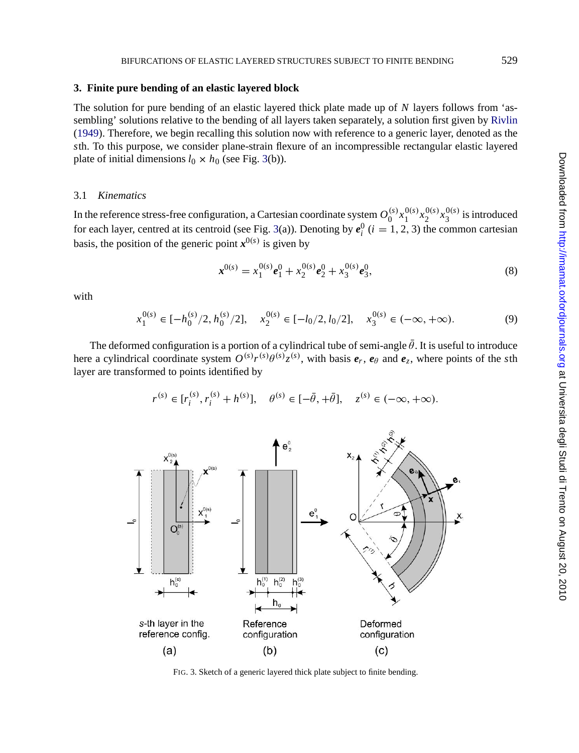## 3. Finite pure bending of an elastic layered block

The solution for pure bending of an elastic layered thick plate made up of $N$ layers follows from 'assembling' solutions relative to the bending of all layers taken separately, a solution first given by Rivlin (1949). Therefore, we begin recalling this solution now with reference to a generic layer, denoted as the $s$th. To this purpose, we consider plane-strain flexure of an incompressible rectangular elastic layered plate of initial dimensions $l_0 \times h_0$ (see Fig. 3(b)).

### 3.1 *Kinematics*

In the reference stress-free configuration, a Cartesian coordinate system $O_0^{(s)} x_1^{0(s)} x_2^{0(s)} x_3^{0(s)}$ is introduced for each layer, centred at its centroid (see Fig. 3(a)). Denoting by $\boldsymbol{e}_i^0$ ($i = 1, 2, 3$) the common cartesian basis, the position of the generic point $\boldsymbol{x}^{0(s)}$ is given by

$$\boldsymbol{x}^{0(s)} = x_1^{0(s)} \boldsymbol{e}_1^0 + x_2^{0(s)} \boldsymbol{e}_2^0 + x_3^{0(s)} \boldsymbol{e}_3^0, \tag{8}$$

with

$$x_1^{0(s)} \in [-h_0^{(s)}/2, h_0^{(s)}/2], \quad x_2^{0(s)} \in [-l_0/2, l_0/2], \quad x_3^{0(s)} \in (-\infty, +\infty). \tag{9}$$

The deformed configuration is a portion of a cylindrical tube of semi-angle $\bar{\theta}$. It is useful to introduce here a cylindrical coordinate system $O^{(s)} r^{(s)} \theta^{(s)} z^{(s)}$, with basis $\boldsymbol{e}_r$, $\boldsymbol{e}_\theta$ and $\boldsymbol{e}_z$, where points of the $s$th layer are transformed to points identified by

$$r^{(s)} \in [r_i^{(s)}, r_i^{(s)} + h^{(s)}], \quad \theta^{(s)} \in [-\bar{\theta}, +\bar{\theta}], \quad z^{(s)} \in (-\infty, +\infty).$$

FIG. 3. Sketch of a generic layered thick plate subject to finite bending.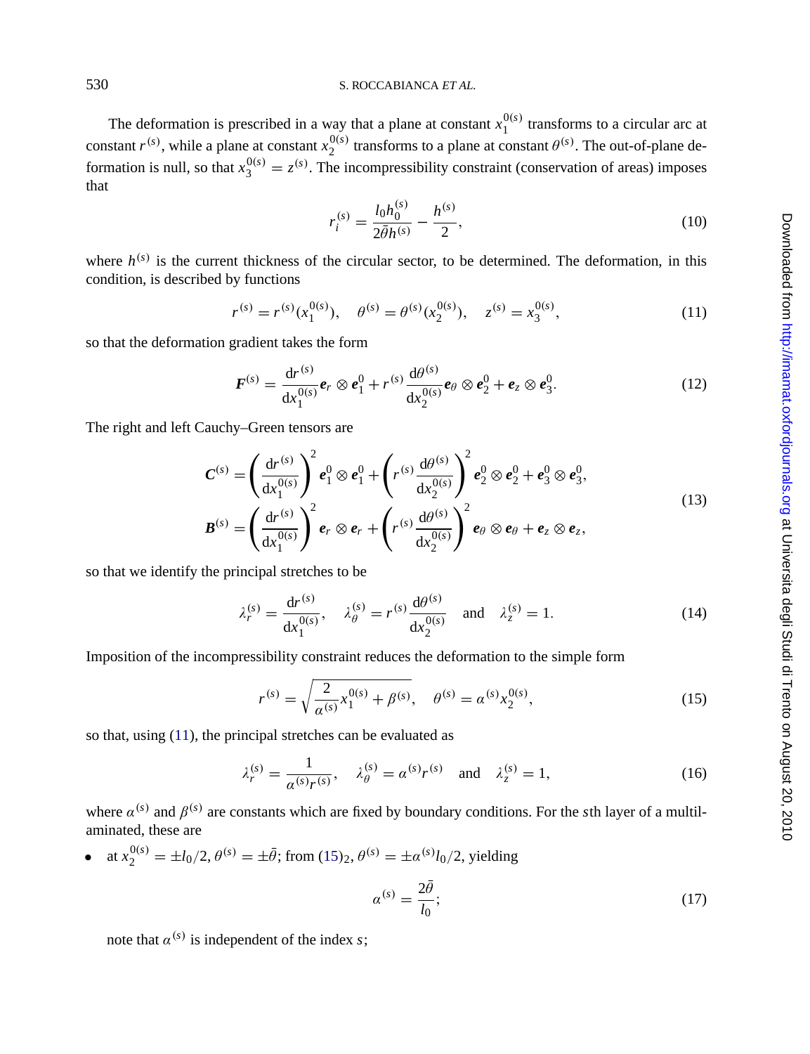The deformation is prescribed in a way that a plane at constant $x_1^{0(s)}$ transforms to a circular arc at constant $r^{(s)}$, while a plane at constant $x_2^{0(s)}$ transforms to a plane at constant $\theta^{(s)}$. The out-of-plane deformation is null, so that $x_3^{0(s)} = z^{(s)}$. The incompressibility constraint (conservation of areas) imposes that

$$r_i^{(s)} = \frac{l_0 h_0^{(s)}}{2\bar{\theta} h^{(s)}} - \frac{h^{(s)}}{2}, \tag{10}$$

where $h^{(s)}$ is the current thickness of the circular sector, to be determined. The deformation, in this condition, is described by functions

$$r^{(s)} = r^{(s)}(x_1^{0(s)}), \quad \theta^{(s)} = \theta^{(s)}(x_2^{0(s)}), \quad z^{(s)} = x_3^{0(s)}, \tag{11}$$

so that the deformation gradient takes the form

$$\boldsymbol{F}^{(s)} = \frac{\mathrm{d}r^{(s)}}{\mathrm{d}x_1^{0(s)}} \boldsymbol{e}_r \otimes \boldsymbol{e}_1^0 + r^{(s)} \frac{\mathrm{d}\theta^{(s)}}{\mathrm{d}x_2^{0(s)}} \boldsymbol{e}_\theta \otimes \boldsymbol{e}_2^0 + \boldsymbol{e}_z \otimes \boldsymbol{e}_3^0. \tag{12}$$

The right and left Cauchy–Green tensors are

$$\begin{aligned}
\boldsymbol{C}^{(s)} &= \left(\frac{\mathrm{d}r^{(s)}}{\mathrm{d}x_1^{0(s)}}\right)^2 \boldsymbol{e}_1^0 \otimes \boldsymbol{e}_1^0 + \left(r^{(s)} \frac{\mathrm{d}\theta^{(s)}}{\mathrm{d}x_2^{0(s)}}\right)^2 \boldsymbol{e}_2^0 \otimes \boldsymbol{e}_2^0 + \boldsymbol{e}_3^0 \otimes \boldsymbol{e}_3^0, \\
\boldsymbol{B}^{(s)} &= \left(\frac{\mathrm{d}r^{(s)}}{\mathrm{d}x_1^{0(s)}}\right)^2 \boldsymbol{e}_r \otimes \boldsymbol{e}_r + \left(r^{(s)} \frac{\mathrm{d}\theta^{(s)}}{\mathrm{d}x_2^{0(s)}}\right)^2 \boldsymbol{e}_\theta \otimes \boldsymbol{e}_\theta + \boldsymbol{e}_z \otimes \boldsymbol{e}_z,
\end{aligned} \tag{13}$$

so that we identify the principal stretches to be

$$\lambda_r^{(s)} = \frac{\mathrm{d}r^{(s)}}{\mathrm{d}x_1^{0(s)}}, \quad \lambda_\theta^{(s)} = r^{(s)} \frac{\mathrm{d}\theta^{(s)}}{\mathrm{d}x_2^{0(s)}} \quad \text{and} \quad \lambda_z^{(s)} = 1. \tag{14}$$

Imposition of the incompressibility constraint reduces the deformation to the simple form

$$r^{(s)} = \sqrt{\frac{2}{\alpha^{(s)}} x_1^{0(s)} + \beta^{(s)}}, \quad \theta^{(s)} = \alpha^{(s)} x_2^{0(s)}, \tag{15}$$

so that, using (11), the principal stretches can be evaluated as

$$\lambda_r^{(s)} = \frac{1}{\alpha^{(s)} r^{(s)}}, \quad \lambda_\theta^{(s)} = \alpha^{(s)} r^{(s)} \quad \text{and} \quad \lambda_z^{(s)} = 1, \tag{16}$$

where $\alpha^{(s)}$ and $\beta^{(s)}$ are constants which are fixed by boundary conditions. For the $s$th layer of a multilaminated, these are

- at $x_2^{0(s)} = \pm l_0/2$, $\theta^{(s)} = \pm\bar{\theta}$; from $(15)_2$, $\theta^{(s)} = \pm\alpha^{(s)} l_0/2$, yielding

$$\alpha^{(s)} = \frac{2\bar{\theta}}{l_0}; \tag{17}$$

  note that $\alpha^{(s)}$ is independent of the index $s$;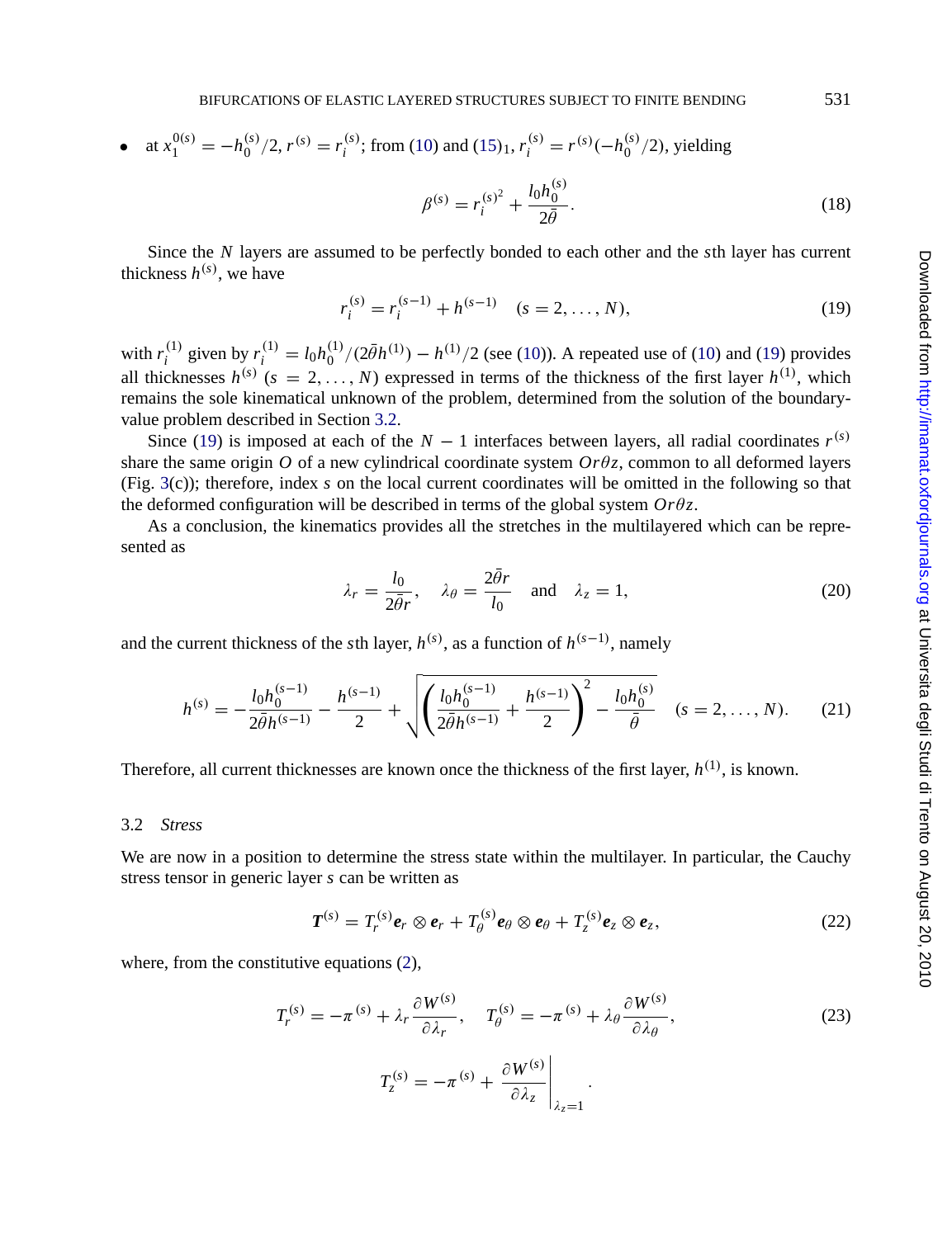- at $x_1^{0(s)} = -h_0^{(s)}/2$, $r^{(s)} = r_i^{(s)}$; from (10) and $(15)_1$, $r_i^{(s)} = r^{(s)}(-h_0^{(s)}/2)$, yielding

$$\beta^{(s)} = r_i^{(s)^2} + \frac{l_0 h_0^{(s)}}{2\bar{\theta}}. \tag{18}$$

Since the $N$ layers are assumed to be perfectly bonded to each other and the $s$th layer has current thickness $h^{(s)}$, we have

$$r_i^{(s)} = r_i^{(s-1)} + h^{(s-1)} \quad (s = 2, \ldots, N), \tag{19}$$

with $r_i^{(1)}$ given by $r_i^{(1)} = l_0 h_0^{(1)}/(2\bar{\theta} h^{(1)}) - h^{(1)}/2$ (see (10)). A repeated use of (10) and (19) provides all thicknesses $h^{(s)}$ ($s = 2, \ldots, N$) expressed in terms of the thickness of the first layer $h^{(1)}$, which remains the sole kinematical unknown of the problem, determined from the solution of the boundary-value problem described in Section 3.2.

Since (19) is imposed at each of the $N - 1$ interfaces between layers, all radial coordinates $r^{(s)}$ share the same origin $O$ of a new cylindrical coordinate system $Or\theta z$, common to all deformed layers (Fig. 3(c)); therefore, index $s$ on the local current coordinates will be omitted in the following so that the deformed configuration will be described in terms of the global system $Or\theta z$.

As a conclusion, the kinematics provides all the stretches in the multilayered which can be represented as

$$\lambda_r = \frac{l_0}{2\bar{\theta} r}, \quad \lambda_\theta = \frac{2\bar{\theta} r}{l_0} \quad \text{and} \quad \lambda_z = 1, \tag{20}$$

and the current thickness of the $s$th layer, $h^{(s)}$, as a function of $h^{(s-1)}$, namely

$$h^{(s)} = -\frac{l_0 h_0^{(s-1)}}{2\bar{\theta} h^{(s-1)}} - \frac{h^{(s-1)}}{2} + \sqrt{\left(\frac{l_0 h_0^{(s-1)}}{2\bar{\theta} h^{(s-1)}} + \frac{h^{(s-1)}}{2}\right)^2 - \frac{l_0 h_0^{(s)}}{\bar{\theta}}} \quad (s = 2, \ldots, N). \tag{21}$$

Therefore, all current thicknesses are known once the thickness of the first layer, $h^{(1)}$, is known.

### 3.2 *Stress*

We are now in a position to determine the stress state within the multilayer. In particular, the Cauchy stress tensor in generic layer $s$ can be written as

$$\boldsymbol{T}^{(s)} = T_r^{(s)} \boldsymbol{e}_r \otimes \boldsymbol{e}_r + T_\theta^{(s)} \boldsymbol{e}_\theta \otimes \boldsymbol{e}_\theta + T_z^{(s)} \boldsymbol{e}_z \otimes \boldsymbol{e}_z, \tag{22}$$

where, from the constitutive equations (2),

$$T_r^{(s)} = -\pi^{(s)} + \lambda_r \frac{\partial W^{(s)}}{\partial \lambda_r}, \quad T_\theta^{(s)} = -\pi^{(s)} + \lambda_\theta \frac{\partial W^{(s)}}{\partial \lambda_\theta},$$

$$T_z^{(s)} = -\pi^{(s)} + \left.\frac{\partial W^{(s)}}{\partial \lambda_z}\right|_{\lambda_z = 1}. \tag{23}$$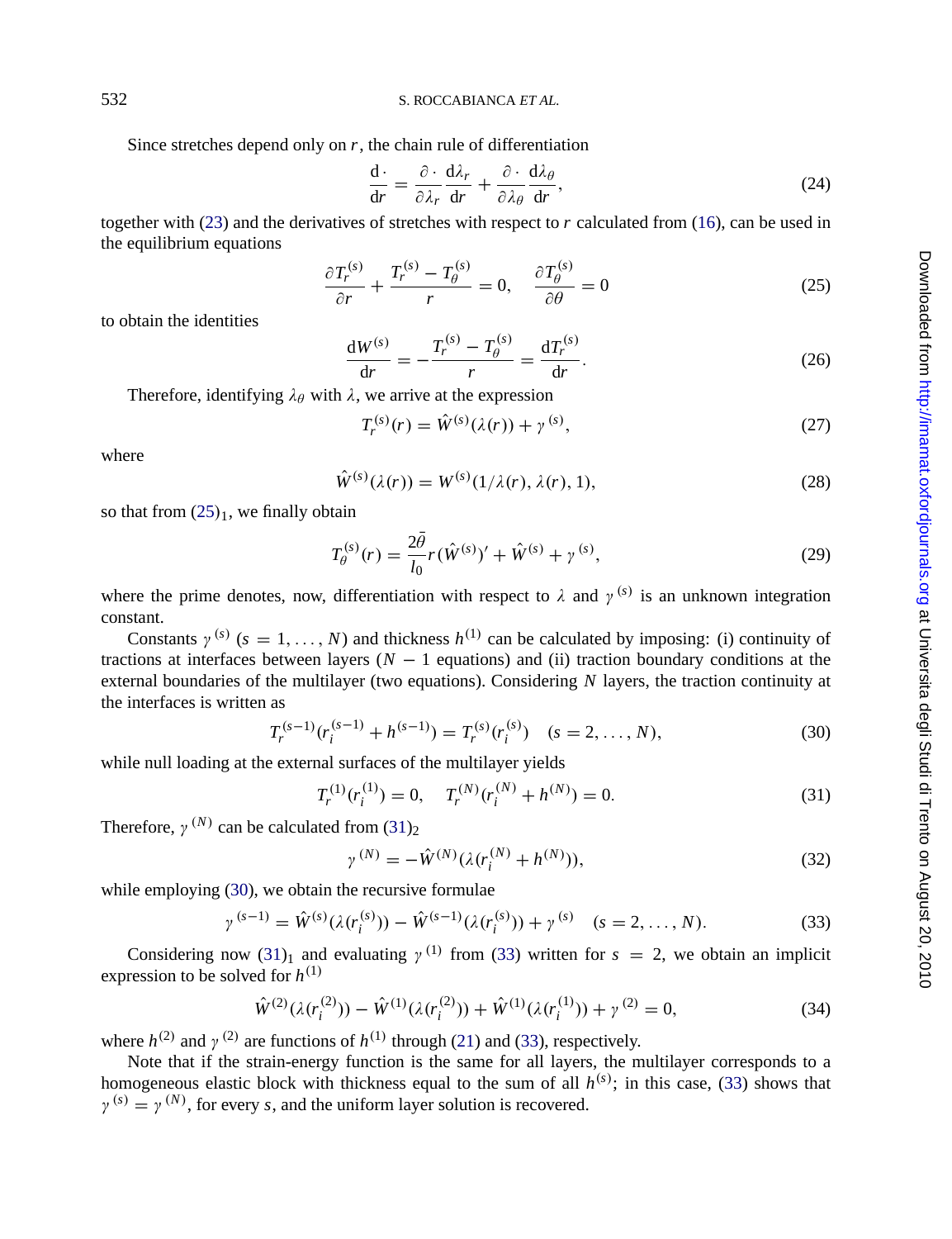Since stretches depend only on $r$, the chain rule of differentiation

$$\frac{\mathrm{d}\,\cdot}{\mathrm{d}r} = \frac{\partial\,\cdot}{\partial \lambda_r}\frac{\mathrm{d}\lambda_r}{\mathrm{d}r} + \frac{\partial\,\cdot}{\partial \lambda_\theta}\frac{\mathrm{d}\lambda_\theta}{\mathrm{d}r}, \tag{24}$$

together with (23) and the derivatives of stretches with respect to $r$ calculated from (16), can be used in the equilibrium equations

$$\frac{\partial T_r^{(s)}}{\partial r} + \frac{T_r^{(s)} - T_\theta^{(s)}}{r} = 0, \quad \frac{\partial T_\theta^{(s)}}{\partial \theta} = 0 \tag{25}$$

to obtain the identities

$$\frac{\mathrm{d}W^{(s)}}{\mathrm{d}r} = -\frac{T_r^{(s)} - T_\theta^{(s)}}{r} = \frac{\mathrm{d}T_r^{(s)}}{\mathrm{d}r}. \tag{26}$$

Therefore, identifying $\lambda_\theta$ with $\lambda$, we arrive at the expression

$$T_r^{(s)}(r) = \hat{W}^{(s)}(\lambda(r)) + \gamma^{(s)}, \tag{27}$$

where

$$\hat{W}^{(s)}(\lambda(r)) = W^{(s)}(1/\lambda(r), \lambda(r), 1), \tag{28}$$

so that from $(25)_1$, we finally obtain

$$T_\theta^{(s)}(r) = \frac{2\bar{\theta}}{l_0} r (\hat{W}^{(s)})' + \hat{W}^{(s)} + \gamma^{(s)}, \tag{29}$$

where the prime denotes, now, differentiation with respect to $\lambda$ and $\gamma^{(s)}$ is an unknown integration constant.

Constants $\gamma^{(s)}$ ($s = 1, \ldots, N$) and thickness $h^{(1)}$ can be calculated by imposing: (i) continuity of tractions at interfaces between layers ($N - 1$ equations) and (ii) traction boundary conditions at the external boundaries of the multilayer (two equations). Considering $N$ layers, the traction continuity at the interfaces is written as

$$T_r^{(s-1)}(r_i^{(s-1)} + h^{(s-1)}) = T_r^{(s)}(r_i^{(s)}) \quad (s = 2, \ldots, N), \tag{30}$$

while null loading at the external surfaces of the multilayer yields

$$T_r^{(1)}(r_i^{(1)}) = 0, \quad T_r^{(N)}(r_i^{(N)} + h^{(N)}) = 0. \tag{31}$$

Therefore, $\gamma^{(N)}$ can be calculated from $(31)_2$

$$\gamma^{(N)} = -\hat{W}^{(N)}(\lambda(r_i^{(N)} + h^{(N)})), \tag{32}$$

while employing (30), we obtain the recursive formulae

$$\gamma^{(s-1)} = \hat{W}^{(s)}(\lambda(r_i^{(s)})) - \hat{W}^{(s-1)}(\lambda(r_i^{(s)})) + \gamma^{(s)} \quad (s = 2, \ldots, N). \tag{33}$$

Considering now $(31)_1$ and evaluating $\gamma^{(1)}$ from (33) written for $s = 2$, we obtain an implicit expression to be solved for $h^{(1)}$

$$\hat{W}^{(2)}(\lambda(r_i^{(2)})) - \hat{W}^{(1)}(\lambda(r_i^{(2)})) + \hat{W}^{(1)}(\lambda(r_i^{(1)})) + \gamma^{(2)} = 0, \tag{34}$$

where $h^{(2)}$ and $\gamma^{(2)}$ are functions of $h^{(1)}$ through (21) and (33), respectively.

Note that if the strain-energy function is the same for all layers, the multilayer corresponds to a homogeneous elastic block with thickness equal to the sum of all $h^{(s)}$; in this case, (33) shows that $\gamma^{(s)} = \gamma^{(N)}$, for every $s$, and the uniform layer solution is recovered.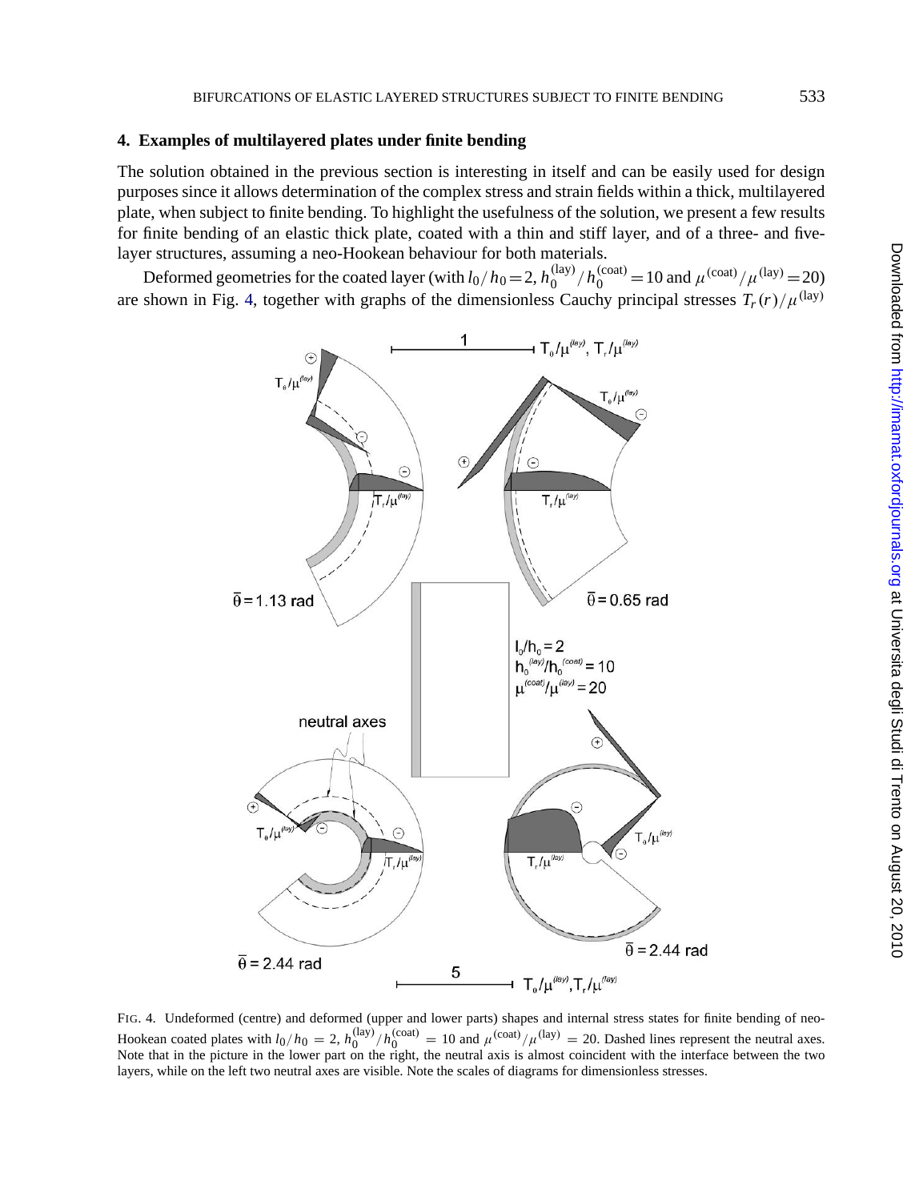## 4. Examples of multilayered plates under finite bending

The solution obtained in the previous section is interesting in itself and can be easily used for design purposes since it allows determination of the complex stress and strain fields within a thick, multilayered plate, when subject to finite bending. To highlight the usefulness of the solution, we present a few results for finite bending of an elastic thick plate, coated with a thin and stiff layer, and of a three- and five-layer structures, assuming a neo-Hookean behaviour for both materials.

Deformed geometries for the coated layer (with $l_0/h_0 = 2$, $h_0^{(\mathrm{lay})}/h_0^{(\mathrm{coat})} = 10$ and $\mu^{(\mathrm{coat})}/\mu^{(\mathrm{lay})} = 20$) are shown in Fig. 4, together with graphs of the dimensionless Cauchy principal stresses $T_r(r)/\mu^{(\mathrm{lay})}$

FIG. 4. Undeformed (centre) and deformed (upper and lower parts) shapes and internal stress states for finite bending of neo-Hookean coated plates with $l_0/h_0 = 2$, $h_0^{(\mathrm{lay})}/h_0^{(\mathrm{coat})} = 10$ and $\mu^{(\mathrm{coat})}/\mu^{(\mathrm{lay})} = 20$. Dashed lines represent the neutral axes. Note that in the picture in the lower part on the right, the neutral axis is almost coincident with the interface between the two layers, while on the left two neutral axes are visible. Note the scales of diagrams for dimensionless stresses.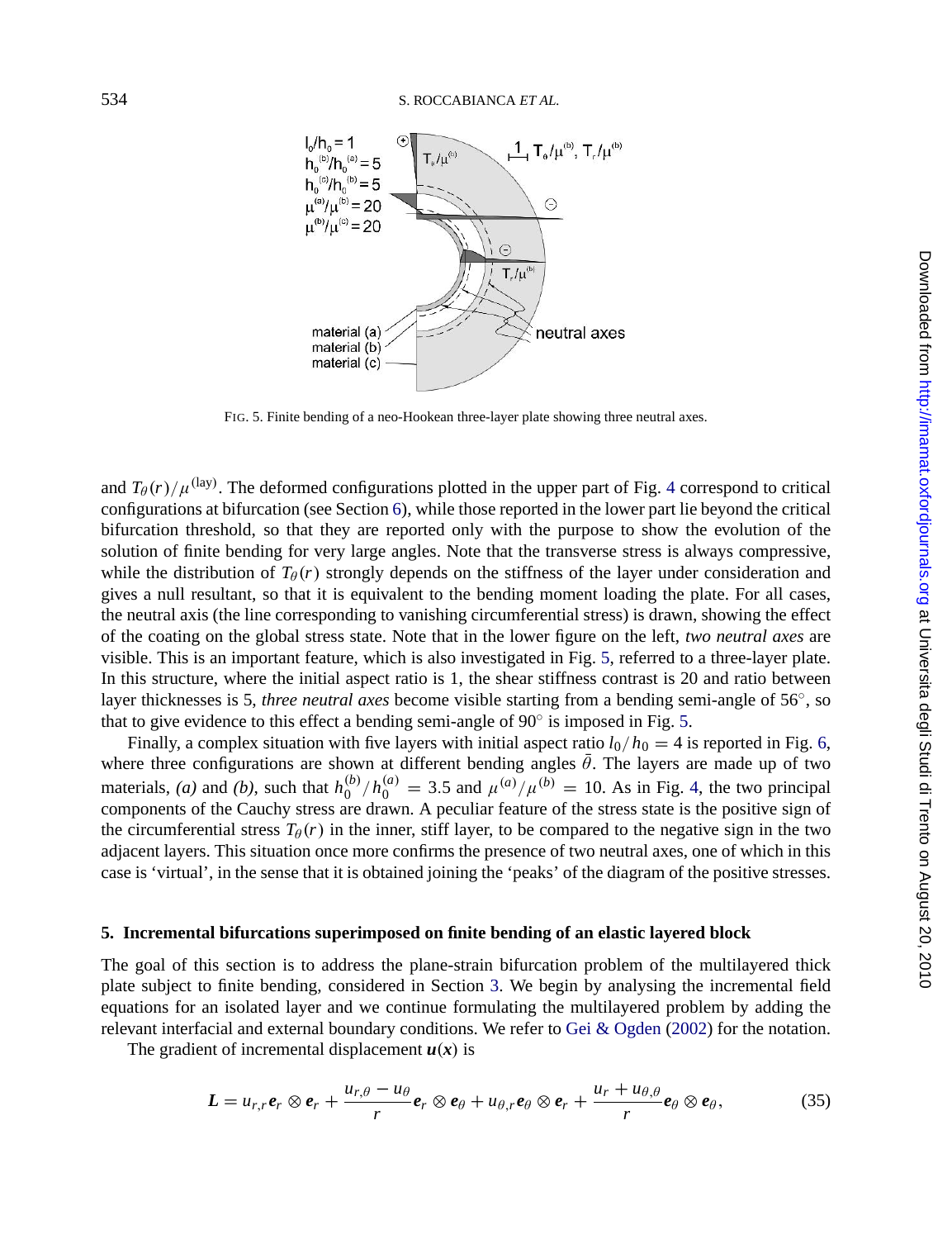FIG. 5. Finite bending of a neo-Hookean three-layer plate showing three neutral axes.

and $T_\theta(r)/\mu^{(\text{lay})}$. The deformed configurations plotted in the upper part of Fig. 4 correspond to critical configurations at bifurcation (see Section 6), while those reported in the lower part lie beyond the critical bifurcation threshold, so that they are reported only with the purpose to show the evolution of the solution of finite bending for very large angles. Note that the transverse stress is always compressive, while the distribution of $T_\theta(r)$ strongly depends on the stiffness of the layer under consideration and gives a null resultant, so that it is equivalent to the bending moment loading the plate. For all cases, the neutral axis (the line corresponding to vanishing circumferential stress) is drawn, showing the effect of the coating on the global stress state. Note that in the lower figure on the left, *two neutral axes* are visible. This is an important feature, which is also investigated in Fig. 5, referred to a three-layer plate. In this structure, where the initial aspect ratio is 1, the shear stiffness contrast is 20 and ratio between layer thicknesses is 5, *three neutral axes* become visible starting from a bending semi-angle of 56°, so that to give evidence to this effect a bending semi-angle of 90° is imposed in Fig. 5.

Finally, a complex situation with five layers with initial aspect ratio $l_0/h_0 = 4$ is reported in Fig. 6, where three configurations are shown at different bending angles $\bar{\theta}$. The layers are made up of two materials, *(a)* and *(b)*, such that $h_0^{(b)}/h_0^{(a)} = 3.5$ and $\mu^{(a)}/\mu^{(b)} = 10$. As in Fig. 4, the two principal components of the Cauchy stress are drawn. A peculiar feature of the stress state is the positive sign of the circumferential stress $T_\theta(r)$ in the inner, stiff layer, to be compared to the negative sign in the two adjacent layers. This situation once more confirms the presence of two neutral axes, one of which in this case is 'virtual', in the sense that it is obtained joining the 'peaks' of the diagram of the positive stresses.

## 5. Incremental bifurcations superimposed on finite bending of an elastic layered block

The goal of this section is to address the plane-strain bifurcation problem of the multilayered thick plate subject to finite bending, considered in Section 3. We begin by analysing the incremental field equations for an isolated layer and we continue formulating the multilayered problem by adding the relevant interfacial and external boundary conditions. We refer to Gei & Ogden (2002) for the notation.

The gradient of incremental displacement $\boldsymbol{u}(\boldsymbol{x})$ is

$$\boldsymbol{L} = u_{r,r}\boldsymbol{e}_r \otimes \boldsymbol{e}_r + \frac{u_{r,\theta} - u_\theta}{r}\boldsymbol{e}_r \otimes \boldsymbol{e}_\theta + u_{\theta,r}\boldsymbol{e}_\theta \otimes \boldsymbol{e}_r + \frac{u_r + u_{\theta,\theta}}{r}\boldsymbol{e}_\theta \otimes \boldsymbol{e}_\theta, \tag{35}$$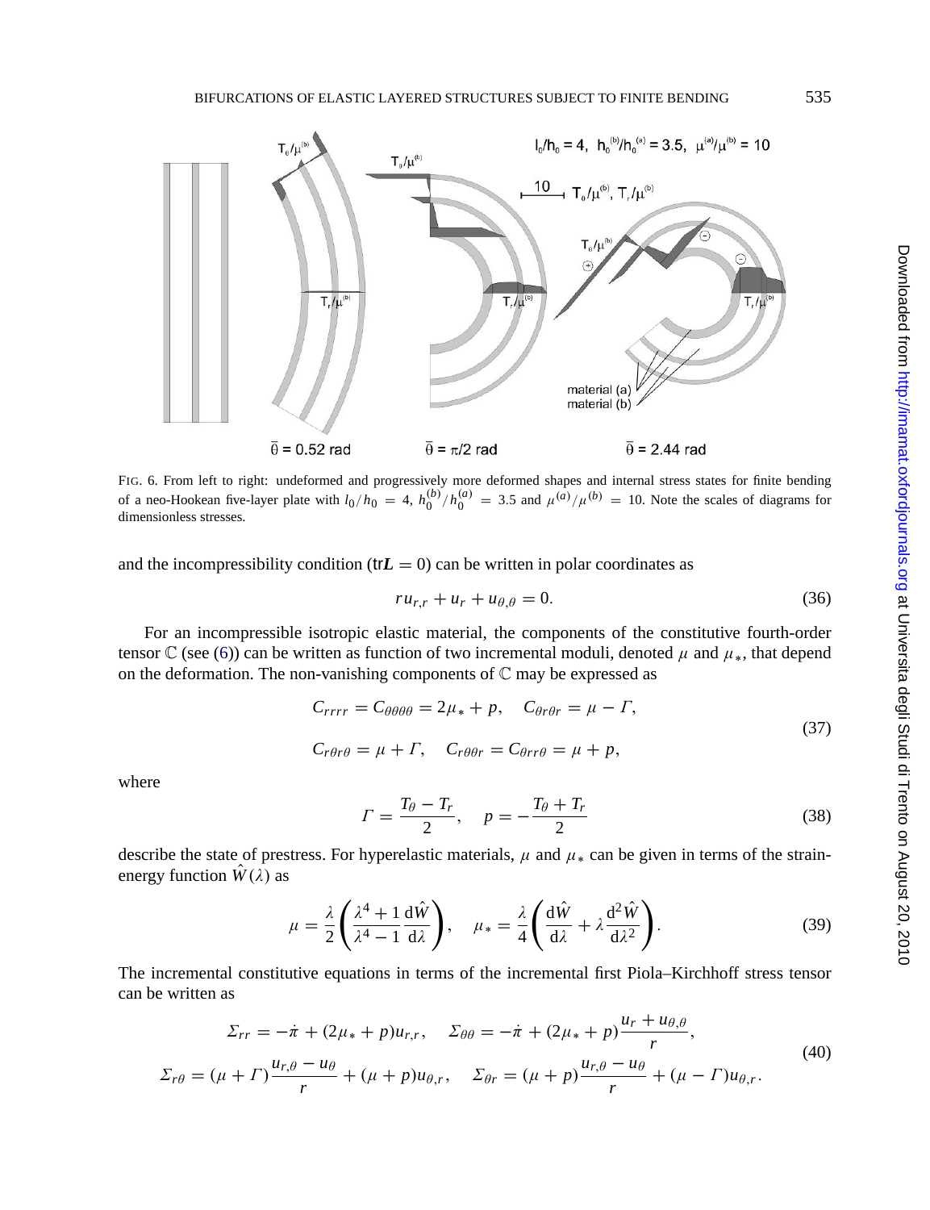FIG. 6. From left to right: undeformed and progressively more deformed shapes and internal stress states for finite bending of a neo-Hookean five-layer plate with $l_0/h_0 = 4$, $h_0^{(b)}/h_0^{(a)} = 3.5$ and $\mu^{(a)}/\mu^{(b)} = 10$. Note the scales of diagrams for dimensionless stresses.

and the incompressibility condition ($\text{tr}\boldsymbol{L} = 0$) can be written in polar coordinates as

$$r u_{r,r} + u_r + u_{\theta,\theta} = 0. \tag{36}$$

For an incompressible isotropic elastic material, the components of the constitutive fourth-order tensor $\mathbb{C}$ (see (6)) can be written as function of two incremental moduli, denoted $\mu$ and $\mu_*$, that depend on the deformation. The non-vanishing components of $\mathbb{C}$ may be expressed as

$$\begin{aligned} C_{rrrr} &= C_{\theta\theta\theta\theta} = 2\mu_* + p, \quad C_{\theta r\theta r} = \mu - \Gamma, \\ C_{r\theta r\theta} &= \mu + \Gamma, \quad C_{r\theta\theta r} = C_{\theta r r\theta} = \mu + p, \end{aligned} \tag{37}$$

where

$$\Gamma = \frac{T_\theta - T_r}{2}, \quad p = -\frac{T_\theta + T_r}{2} \tag{38}$$

describe the state of prestress. For hyperelastic materials, $\mu$ and $\mu_*$ can be given in terms of the strain-energy function $\hat{W}(\lambda)$ as

$$\mu = \frac{\lambda}{2}\left(\frac{\lambda^4 + 1}{\lambda^4 - 1}\frac{\mathrm{d}\hat{W}}{\mathrm{d}\lambda}\right), \quad \mu_* = \frac{\lambda}{4}\left(\frac{\mathrm{d}\hat{W}}{\mathrm{d}\lambda} + \lambda\frac{\mathrm{d}^2\hat{W}}{\mathrm{d}\lambda^2}\right). \tag{39}$$

The incremental constitutive equations in terms of the incremental first Piola–Kirchhoff stress tensor can be written as

$$\begin{aligned} \Sigma_{rr} &= -\dot{\pi} + (2\mu_* + p)u_{r,r}, \quad \Sigma_{\theta\theta} = -\dot{\pi} + (2\mu_* + p)\frac{u_r + u_{\theta,\theta}}{r}, \\ \Sigma_{r\theta} &= (\mu + \Gamma)\frac{u_{r,\theta} - u_\theta}{r} + (\mu + p)u_{\theta,r}, \quad \Sigma_{\theta r} = (\mu + p)\frac{u_{r,\theta} - u_\theta}{r} + (\mu - \Gamma)u_{\theta,r}. \end{aligned} \tag{40}$$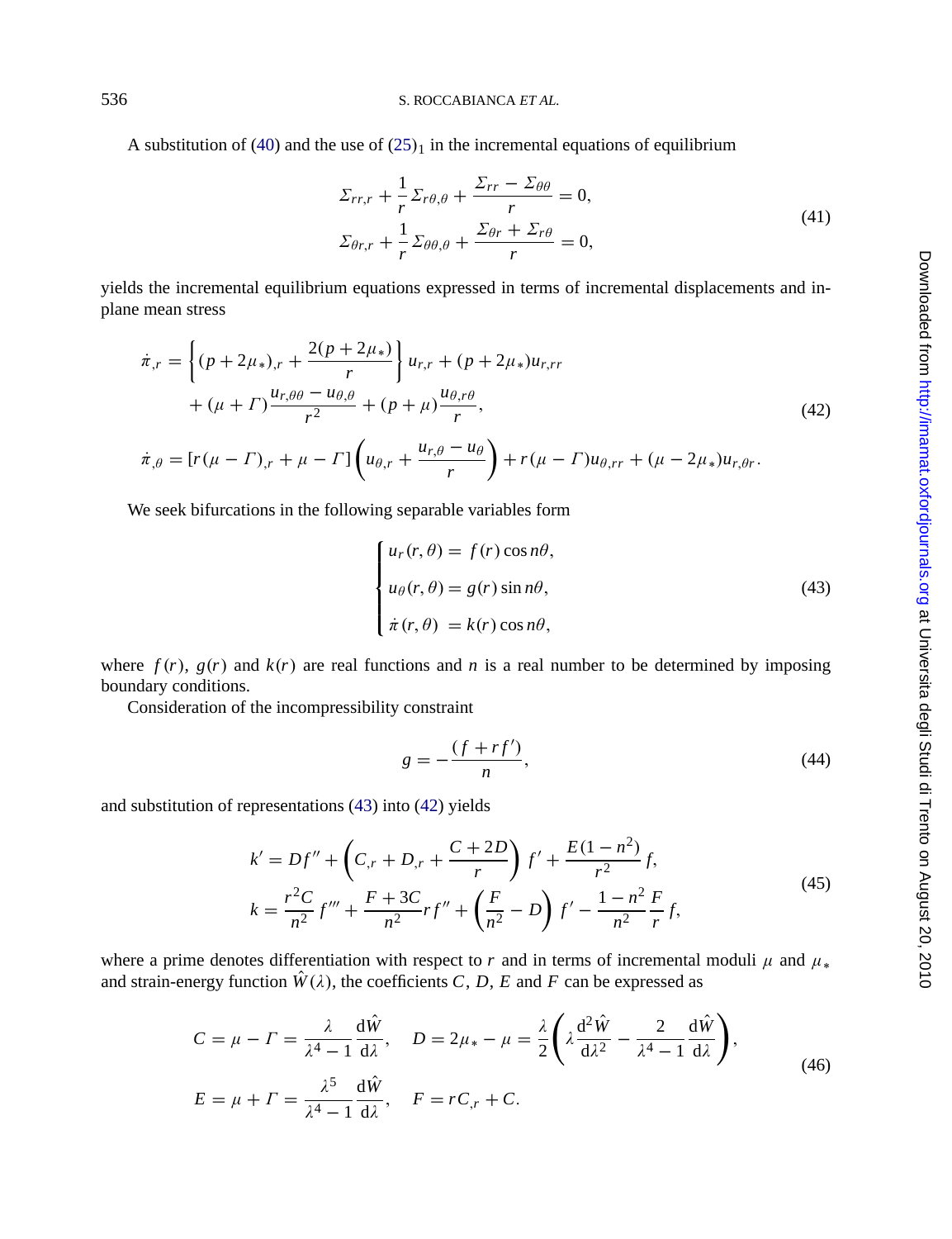A substitution of (40) and the use of $(25)_1$ in the incremental equations of equilibrium

$$
\begin{aligned}
&\Sigma_{rr,r} + \frac{1}{r}\Sigma_{r\theta,\theta} + \frac{\Sigma_{rr} - \Sigma_{\theta\theta}}{r} = 0,\\
&\Sigma_{\theta r,r} + \frac{1}{r}\Sigma_{\theta\theta,\theta} + \frac{\Sigma_{\theta r} + \Sigma_{r\theta}}{r} = 0,
\end{aligned}
\tag{41}
$$

yields the incremental equilibrium equations expressed in terms of incremental displacements and in-plane mean stress

$$
\begin{aligned}
\dot{\pi}_{,r} = {} & \left\{ (p + 2\mu_*)_{,r} + \frac{2(p + 2\mu_*)}{r} \right\} u_{r,r} + (p + 2\mu_*) u_{r,rr}\\
& + (\mu + \Gamma) \frac{u_{r,\theta\theta} - u_{\theta,\theta}}{r^2} + (p + \mu) \frac{u_{\theta,r\theta}}{r},\\
\dot{\pi}_{,\theta} = {} & [r(\mu - \Gamma)_{,r} + \mu - \Gamma] \left( u_{\theta,r} + \frac{u_{r,\theta} - u_\theta}{r} \right) + r(\mu - \Gamma) u_{\theta,rr} + (\mu - 2\mu_*) u_{r,\theta r}.
\end{aligned}
\tag{42}
$$

We seek bifurcations in the following separable variables form

$$
\begin{cases}
u_r(r,\theta) = f(r)\cos n\theta,\\
u_\theta(r,\theta) = g(r)\sin n\theta,\\
\dot{\pi}(r,\theta) = k(r)\cos n\theta,
\end{cases}
\tag{43}
$$

where $f(r)$, $g(r)$ and $k(r)$ are real functions and $n$ is a real number to be determined by imposing boundary conditions.

Consideration of the incompressibility constraint

$$
g = -\frac{(f + rf')}{n},
\tag{44}
$$

and substitution of representations (43) into (42) yields

$$
\begin{aligned}
k' &= Df'' + \left( C_{,r} + D_{,r} + \frac{C + 2D}{r} \right) f' + \frac{E(1 - n^2)}{r^2} f,\\
k &= \frac{r^2 C}{n^2} f''' + \frac{F + 3C}{n^2} r f'' + \left( \frac{F}{n^2} - D \right) f' - \frac{1 - n^2}{n^2} \frac{F}{r} f,
\end{aligned}
\tag{45}
$$

where a prime denotes differentiation with respect to $r$ and in terms of incremental moduli $\mu$ and $\mu_*$ and strain-energy function $\hat{W}(\lambda)$, the coefficients $C$, $D$, $E$ and $F$ can be expressed as

$$
\begin{aligned}
&C = \mu - \Gamma = \frac{\lambda}{\lambda^4 - 1} \frac{\mathrm{d}\hat{W}}{\mathrm{d}\lambda}, \quad D = 2\mu_* - \mu = \frac{\lambda}{2} \left( \lambda \frac{\mathrm{d}^2\hat{W}}{\mathrm{d}\lambda^2} - \frac{2}{\lambda^4 - 1} \frac{\mathrm{d}\hat{W}}{\mathrm{d}\lambda} \right),\\
&E = \mu + \Gamma = \frac{\lambda^5}{\lambda^4 - 1} \frac{\mathrm{d}\hat{W}}{\mathrm{d}\lambda}, \quad F = rC_{,r} + C.
\end{aligned}
\tag{46}
$$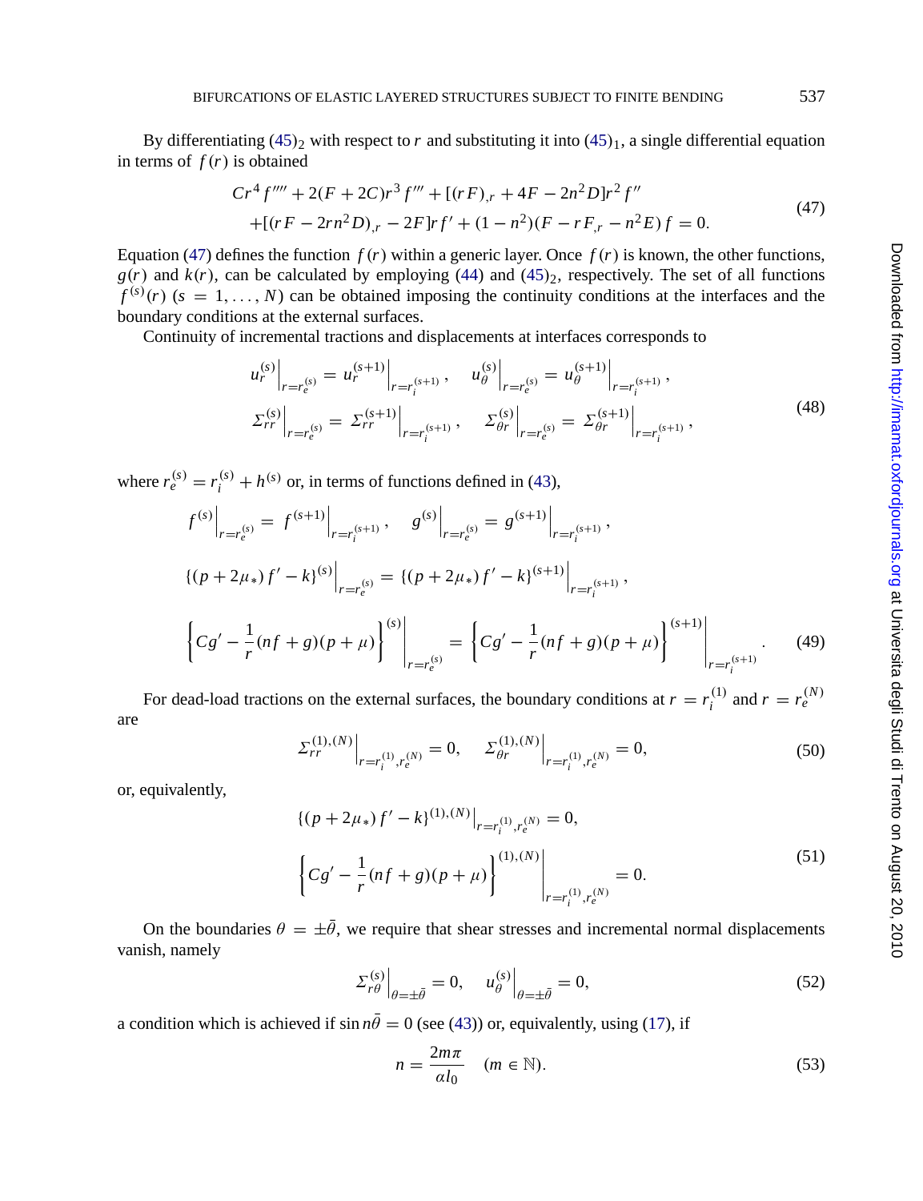By differentiating $(45)_2$ with respect to $r$ and substituting it into $(45)_1$, a single differential equation in terms of $f(r)$ is obtained

$$
\begin{aligned}
&Cr^4 f'''' + 2(F + 2C)r^3 f''' + [(rF)_{,r} + 4F - 2n^2 D]r^2 f'' \\
&+[(rF - 2rn^2 D)_{,r} - 2F]rf' + (1 - n^2)(F - rF_{,r} - n^2 E) f = 0.
\end{aligned}
\tag{47}
$$

Equation (47) defines the function $f(r)$ within a generic layer. Once $f(r)$ is known, the other functions, $g(r)$ and $k(r)$, can be calculated by employing (44) and $(45)_2$, respectively. The set of all functions $f^{(s)}(r)$ $(s = 1, \ldots, N)$ can be obtained imposing the continuity conditions at the interfaces and the boundary conditions at the external surfaces.

Continuity of incremental tractions and displacements at interfaces corresponds to

$$
\begin{aligned}
&u_r^{(s)}\Big|_{r=r_e^{(s)}} = u_r^{(s+1)}\Big|_{r=r_i^{(s+1)}}, \quad u_\theta^{(s)}\Big|_{r=r_e^{(s)}} = u_\theta^{(s+1)}\Big|_{r=r_i^{(s+1)}}, \\
&\Sigma_{rr}^{(s)}\Big|_{r=r_e^{(s)}} = \Sigma_{rr}^{(s+1)}\Big|_{r=r_i^{(s+1)}}, \quad \Sigma_{\theta r}^{(s)}\Big|_{r=r_e^{(s)}} = \Sigma_{\theta r}^{(s+1)}\Big|_{r=r_i^{(s+1)}},
\end{aligned}
\tag{48}
$$

where $r_e^{(s)} = r_i^{(s)} + h^{(s)}$ or, in terms of functions defined in (43),

$$
\begin{aligned}
&f^{(s)}\Big|_{r=r_e^{(s)}} = f^{(s+1)}\Big|_{r=r_i^{(s+1)}}, \quad g^{(s)}\Big|_{r=r_e^{(s)}} = g^{(s+1)}\Big|_{r=r_i^{(s+1)}}, \\
&\{(p + 2\mu_*) f' - k\}^{(s)}\Big|_{r=r_e^{(s)}} = \{(p + 2\mu_*) f' - k\}^{(s+1)}\Big|_{r=r_i^{(s+1)}}, \\
&\left\{Cg' - \frac{1}{r}(nf + g)(p + \mu)\right\}^{(s)}\Bigg|_{r=r_e^{(s)}} = \left\{Cg' - \frac{1}{r}(nf + g)(p + \mu)\right\}^{(s+1)}\Bigg|_{r=r_i^{(s+1)}}.
\end{aligned}
\tag{49}
$$

For dead-load tractions on the external surfaces, the boundary conditions at $r = r_i^{(1)}$ and $r = r_e^{(N)}$ are

$$
\Sigma_{rr}^{(1),(N)}\Big|_{r=r_i^{(1)}, r_e^{(N)}} = 0, \quad \Sigma_{\theta r}^{(1),(N)}\Big|_{r=r_i^{(1)}, r_e^{(N)}} = 0,
\tag{50}
$$

or, equivalently,

$$
\begin{aligned}
&\{(p + 2\mu_*) f' - k\}^{(1),(N)}\Big|_{r=r_i^{(1)}, r_e^{(N)}} = 0, \\
&\left\{Cg' - \frac{1}{r}(nf + g)(p + \mu)\right\}^{(1),(N)}\Bigg|_{r=r_i^{(1)}, r_e^{(N)}} = 0.
\end{aligned}
\tag{51}
$$

On the boundaries $\theta = \pm\bar{\theta}$, we require that shear stresses and incremental normal displacements vanish, namely

$$
\Sigma_{r\theta}^{(s)}\Big|_{\theta=\pm\bar{\theta}} = 0, \quad u_\theta^{(s)}\Big|_{\theta=\pm\bar{\theta}} = 0,
\tag{52}
$$

a condition which is achieved if $\sin n\bar{\theta} = 0$ (see (43)) or, equivalently, using (17), if

$$
n = \frac{2m\pi}{\alpha l_0} \quad (m \in \mathbb{N}).
\tag{53}
$$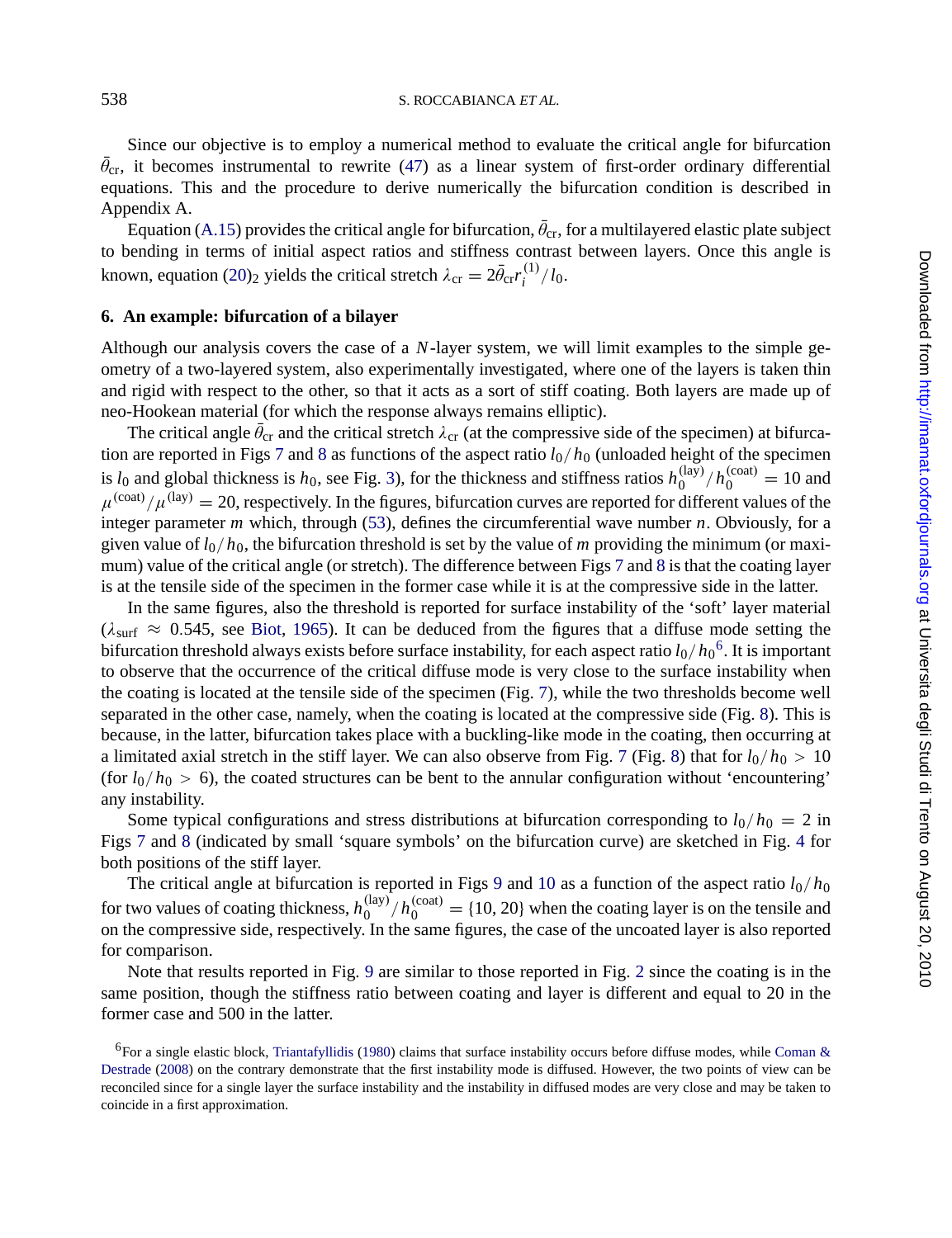Since our objective is to employ a numerical method to evaluate the critical angle for bifurcation $\bar{\theta}_{\rm cr}$, it becomes instrumental to rewrite (47) as a linear system of first-order ordinary differential equations. This and the procedure to derive numerically the bifurcation condition is described in Appendix A.

Equation (A.15) provides the critical angle for bifurcation, $\bar{\theta}_{\rm cr}$, for a multilayered elastic plate subject to bending in terms of initial aspect ratios and stiffness contrast between layers. Once this angle is known, equation $(20)_2$ yields the critical stretch $\lambda_{\rm cr} = 2\bar{\theta}_{\rm cr} r_i^{(1)}/l_0$.

## 6. An example: bifurcation of a bilayer

Although our analysis covers the case of a $N$-layer system, we will limit examples to the simple geometry of a two-layered system, also experimentally investigated, where one of the layers is taken thin and rigid with respect to the other, so that it acts as a sort of stiff coating. Both layers are made up of neo-Hookean material (for which the response always remains elliptic).

The critical angle $\bar{\theta}_{\rm cr}$ and the critical stretch $\lambda_{\rm cr}$ (at the compressive side of the specimen) at bifurcation are reported in Figs 7 and 8 as functions of the aspect ratio $l_0/h_0$ (unloaded height of the specimen is $l_0$ and global thickness is $h_0$, see Fig. 3), for the thickness and stiffness ratios $h_0^{(\rm lay)}/h_0^{(\rm coat)} = 10$ and $\mu^{(\rm coat)}/\mu^{(\rm lay)} = 20$, respectively. In the figures, bifurcation curves are reported for different values of the integer parameter $m$ which, through (53), defines the circumferential wave number $n$. Obviously, for a given value of $l_0/h_0$, the bifurcation threshold is set by the value of $m$ providing the minimum (or maximum) value of the critical angle (or stretch). The difference between Figs 7 and 8 is that the coating layer is at the tensile side of the specimen in the former case while it is at the compressive side in the latter.

In the same figures, also the threshold is reported for surface instability of the 'soft' layer material ($\lambda_{\rm surf} \approx 0.545$, see Biot, 1965). It can be deduced from the figures that a diffuse mode setting the bifurcation threshold always exists before surface instability, for each aspect ratio $l_0/h_0$[6]. It is important to observe that the occurrence of the critical diffuse mode is very close to the surface instability when the coating is located at the tensile side of the specimen (Fig. 7), while the two thresholds become well separated in the other case, namely, when the coating is located at the compressive side (Fig. 8). This is because, in the latter, bifurcation takes place with a buckling-like mode in the coating, then occurring at a limitated axial stretch in the stiff layer. We can also observe from Fig. 7 (Fig. 8) that for $l_0/h_0 > 10$ (for $l_0/h_0 > 6$), the coated structures can be bent to the annular configuration without 'encountering' any instability.

Some typical configurations and stress distributions at bifurcation corresponding to $l_0/h_0 = 2$ in Figs 7 and 8 (indicated by small 'square symbols' on the bifurcation curve) are sketched in Fig. 4 for both positions of the stiff layer.

The critical angle at bifurcation is reported in Figs 9 and 10 as a function of the aspect ratio $l_0/h_0$ for two values of coating thickness, $h_0^{(\rm lay)}/h_0^{(\rm coat)} = \{10, 20\}$ when the coating layer is on the tensile and on the compressive side, respectively. In the same figures, the case of the uncoated layer is also reported for comparison.

Note that results reported in Fig. 9 are similar to those reported in Fig. 2 since the coating is in the same position, though the stiffness ratio between coating and layer is different and equal to 20 in the former case and 500 in the latter.

[6] For a single elastic block, Triantafyllidis (1980) claims that surface instability occurs before diffuse modes, while Coman & Destrade (2008) on the contrary demonstrate that the first instability mode is diffused. However, the two points of view can be reconciled since for a single layer the surface instability and the instability in diffused modes are very close and may be taken to coincide in a first approximation.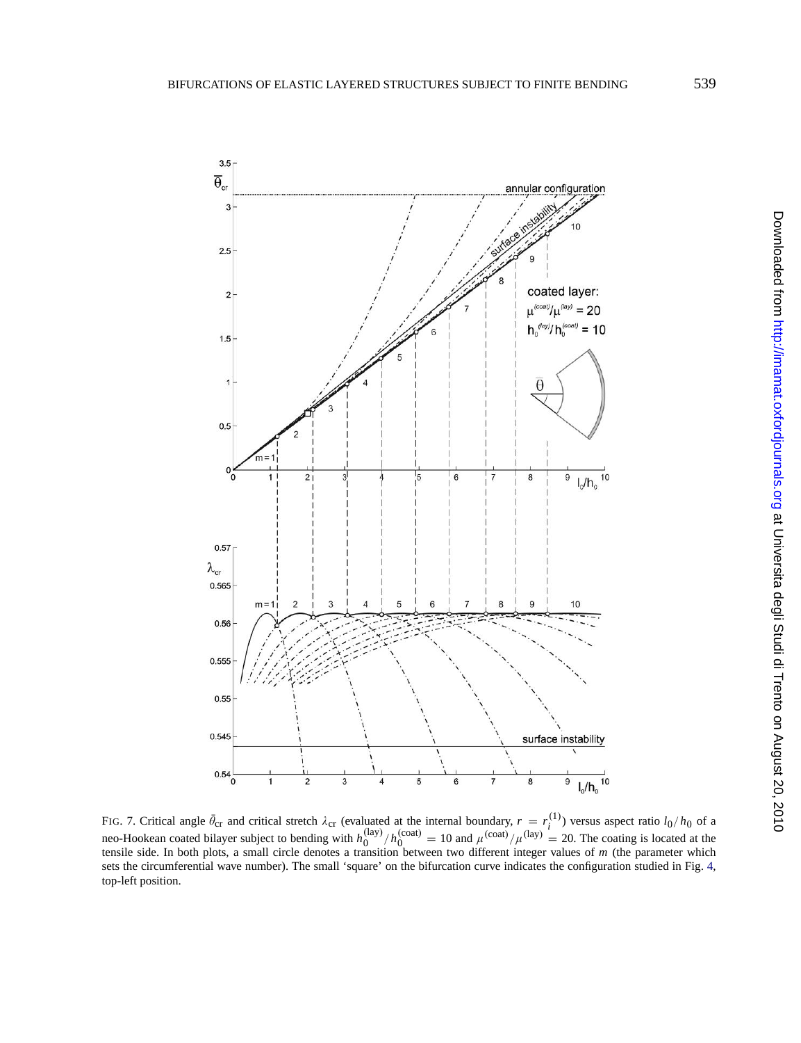FIG. 7. Critical angle $\bar{\theta}_{\rm cr}$ and critical stretch $\lambda_{\rm cr}$ (evaluated at the internal boundary, $r = r_i^{(1)}$) versus aspect ratio $l_0/h_0$ of a neo-Hookean coated bilayer subject to bending with $h_0^{(\rm lay)}/h_0^{(\rm coat)} = 10$ and $\mu^{(\rm coat)}/\mu^{(\rm lay)} = 20$. The coating is located at the tensile side. In both plots, a small circle denotes a transition between two different integer values of $m$ (the parameter which sets the circumferential wave number). The small 'square' on the bifurcation curve indicates the configuration studied in Fig. 4, top-left position.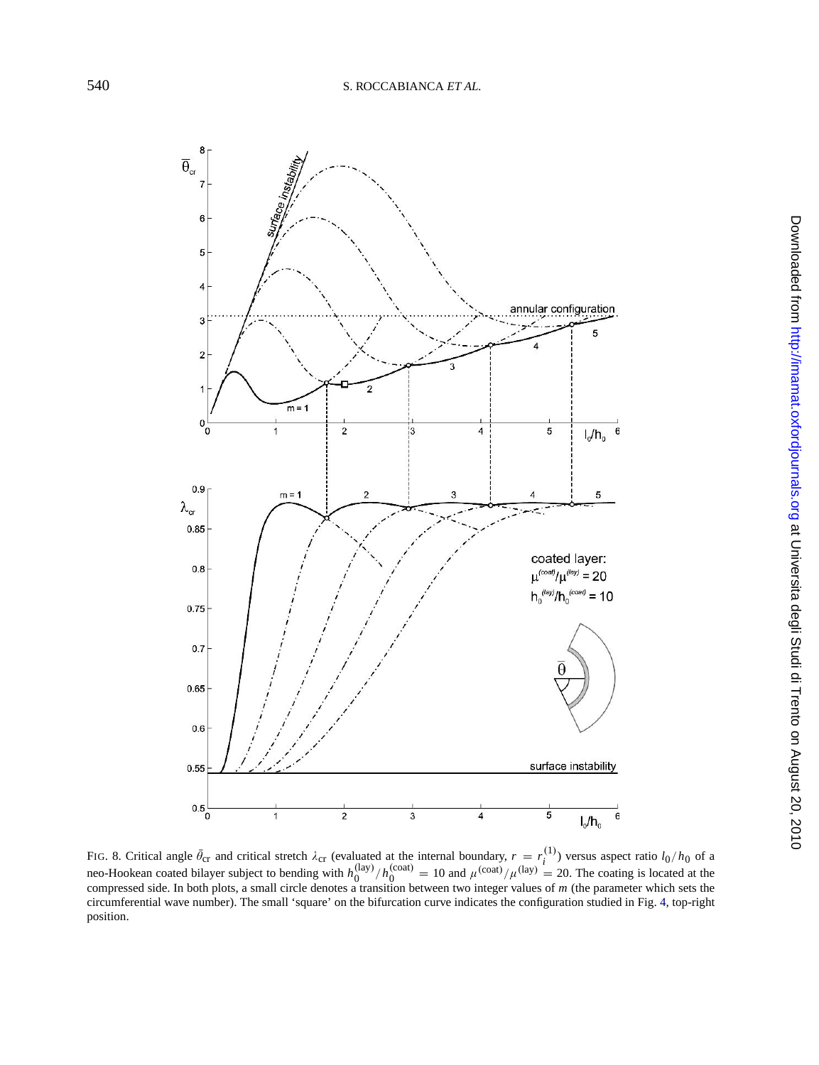FIG. 8. Critical angle $\bar{\theta}_{cr}$ and critical stretch $\lambda_{cr}$ (evaluated at the internal boundary, $r = r_i^{(1)}$) versus aspect ratio $l_0/h_0$ of a neo-Hookean coated bilayer subject to bending with $h_0^{(lay)}/h_0^{(coat)} = 10$ and $\mu^{(coat)}/\mu^{(lay)} = 20$. The coating is located at the compressed side. In both plots, a small circle denotes a transition between two integer values of $m$ (the parameter which sets the circumferential wave number). The small 'square' on the bifurcation curve indicates the configuration studied in Fig. 4, top-right position.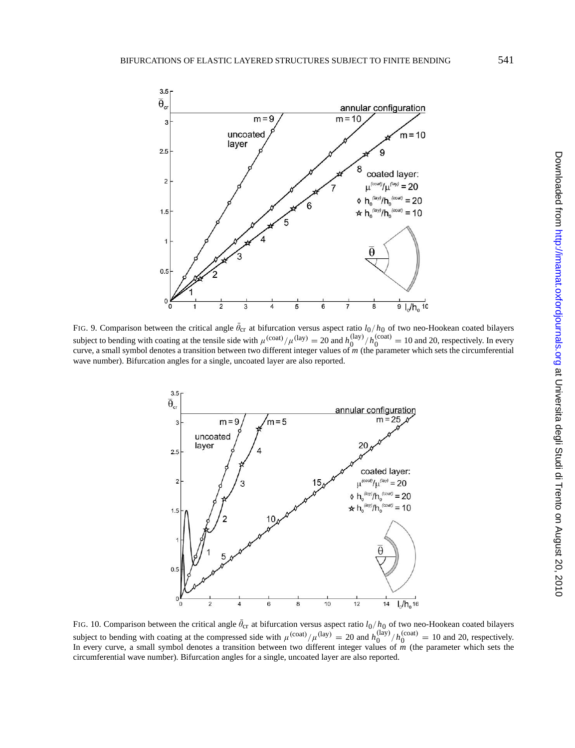FIG. 9. Comparison between the critical angle $\bar{\theta}_{\rm cr}$ at bifurcation versus aspect ratio $l_0/h_0$ of two neo-Hookean coated bilayers subject to bending with coating at the tensile side with $\mu^{(\rm coat)}/\mu^{(\rm lay)} = 20$ and $h_0^{(\rm lay)}/h_0^{(\rm coat)} = 10$ and 20, respectively. In every curve, a small symbol denotes a transition between two different integer values of $m$ (the parameter which sets the circumferential wave number). Bifurcation angles for a single, uncoated layer are also reported.

FIG. 10. Comparison between the critical angle $\bar{\theta}_{\rm cr}$ at bifurcation versus aspect ratio $l_0/h_0$ of two neo-Hookean coated bilayers subject to bending with coating at the compressed side with $\mu^{(\rm coat)}/\mu^{(\rm lay)} = 20$ and $h_0^{(\rm lay)}/h_0^{(\rm coat)} = 10$ and 20, respectively. In every curve, a small symbol denotes a transition between two different integer values of $m$ (the parameter which sets the circumferential wave number). Bifurcation angles for a single, uncoated layer are also reported.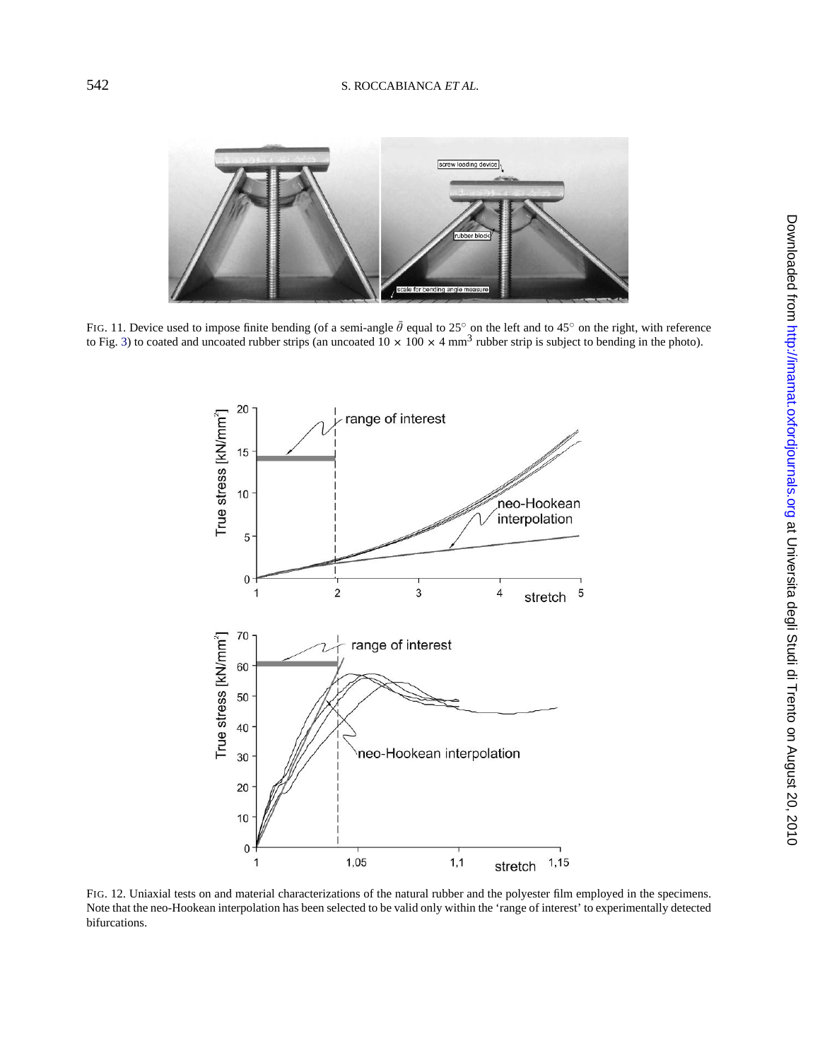FIG. 11. Device used to impose finite bending (of a semi-angle $\bar{\theta}$ equal to 25° on the left and to 45° on the right, with reference to Fig. 3) to coated and uncoated rubber strips (an uncoated $10 \times 100 \times 4$ mm$^3$ rubber strip is subject to bending in the photo).

FIG. 12. Uniaxial tests on and material characterizations of the natural rubber and the polyester film employed in the specimens. Note that the neo-Hookean interpolation has been selected to be valid only within the 'range of interest' to experimentally detected bifurcations.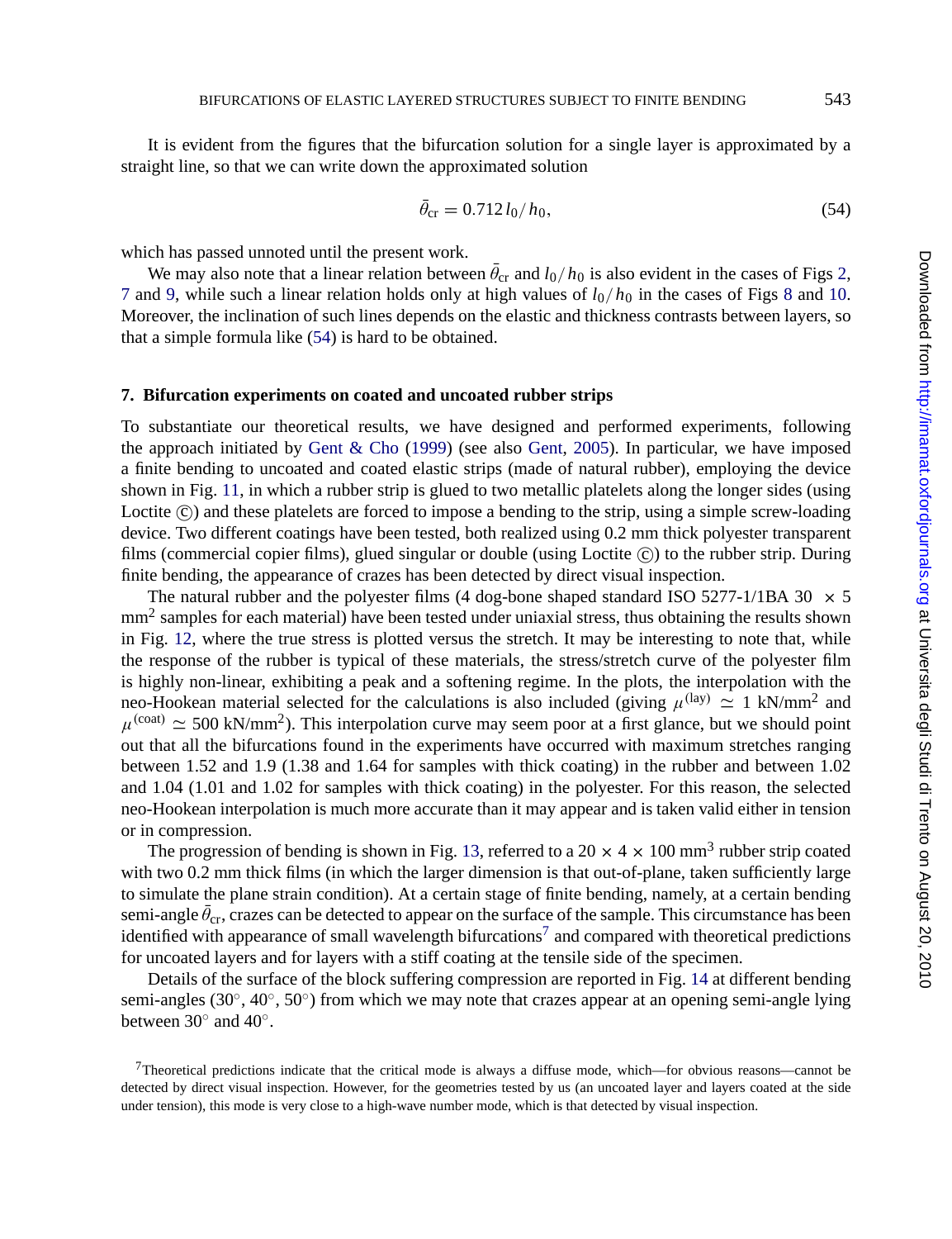It is evident from the figures that the bifurcation solution for a single layer is approximated by a straight line, so that we can write down the approximated solution

$$\bar{\theta}_{\rm cr} = 0.712\, l_0/h_0, \tag{54}$$

which has passed unnoted until the present work.

We may also note that a linear relation between $\bar{\theta}_{\rm cr}$ and $l_0/h_0$ is also evident in the cases of Figs 2, 7 and 9, while such a linear relation holds only at high values of $l_0/h_0$ in the cases of Figs 8 and 10. Moreover, the inclination of such lines depends on the elastic and thickness contrasts between layers, so that a simple formula like (54) is hard to be obtained.

## 7. Bifurcation experiments on coated and uncoated rubber strips

To substantiate our theoretical results, we have designed and performed experiments, following the approach initiated by Gent & Cho (1999) (see also Gent, 2005). In particular, we have imposed a finite bending to uncoated and coated elastic strips (made of natural rubber), employing the device shown in Fig. 11, in which a rubber strip is glued to two metallic platelets along the longer sides (using Loctite ©) and these platelets are forced to impose a bending to the strip, using a simple screw-loading device. Two different coatings have been tested, both realized using 0.2 mm thick polyester transparent films (commercial copier films), glued singular or double (using Loctite ©) to the rubber strip. During finite bending, the appearance of crazes has been detected by direct visual inspection.

The natural rubber and the polyester films (4 dog-bone shaped standard ISO 5277-1/1BA 30 $\times$ 5 mm$^2$ samples for each material) have been tested under uniaxial stress, thus obtaining the results shown in Fig. 12, where the true stress is plotted versus the stretch. It may be interesting to note that, while the response of the rubber is typical of these materials, the stress/stretch curve of the polyester film is highly non-linear, exhibiting a peak and a softening regime. In the plots, the interpolation with the neo-Hookean material selected for the calculations is also included (giving $\mu^{(\rm lay)} \simeq 1$ kN/mm$^2$ and $\mu^{(\rm coat)} \simeq 500$ kN/mm$^2$). This interpolation curve may seem poor at a first glance, but we should point out that all the bifurcations found in the experiments have occurred with maximum stretches ranging between 1.52 and 1.9 (1.38 and 1.64 for samples with thick coating) in the rubber and between 1.02 and 1.04 (1.01 and 1.02 for samples with thick coating) in the polyester. For this reason, the selected neo-Hookean interpolation is much more accurate than it may appear and is taken valid either in tension or in compression.

The progression of bending is shown in Fig. 13, referred to a 20 $\times$ 4 $\times$ 100 mm$^3$ rubber strip coated with two 0.2 mm thick films (in which the larger dimension is that out-of-plane, taken sufficiently large to simulate the plane strain condition). At a certain stage of finite bending, namely, at a certain bending semi-angle $\bar{\theta}_{\rm cr}$, crazes can be detected to appear on the surface of the sample. This circumstance has been identified with appearance of small wavelength bifurcations[7] and compared with theoretical predictions for uncoated layers and for layers with a stiff coating at the tensile side of the specimen.

Details of the surface of the block suffering compression are reported in Fig. 14 at different bending semi-angles (30°, 40°, 50°) from which we may note that crazes appear at an opening semi-angle lying between 30° and 40°.

[7] Theoretical predictions indicate that the critical mode is always a diffuse mode, which—for obvious reasons—cannot be detected by direct visual inspection. However, for the geometries tested by us (an uncoated layer and layers coated at the side under tension), this mode is very close to a high-wave number mode, which is that detected by visual inspection.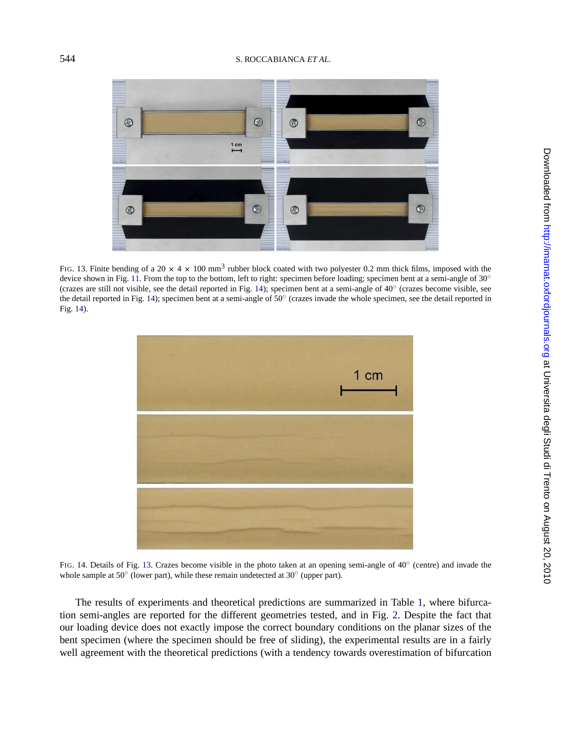FIG. 13. Finite bending of a $20 \times 4 \times 100$ mm$^3$ rubber block coated with two polyester 0.2 mm thick films, imposed with the device shown in Fig. 11. From the top to the bottom, left to right: specimen before loading; specimen bent at a semi-angle of 30° (crazes are still not visible, see the detail reported in Fig. 14); specimen bent at a semi-angle of 40° (crazes become visible, see the detail reported in Fig. 14); specimen bent at a semi-angle of 50° (crazes invade the whole specimen, see the detail reported in Fig. 14).

FIG. 14. Details of Fig. 13. Crazes become visible in the photo taken at an opening semi-angle of 40° (centre) and invade the whole sample at 50° (lower part), while these remain undetected at 30° (upper part).

The results of experiments and theoretical predictions are summarized in Table 1, where bifurcation semi-angles are reported for the different geometries tested, and in Fig. 2. Despite the fact that our loading device does not exactly impose the correct boundary conditions on the planar sizes of the bent specimen (where the specimen should be free of sliding), the experimental results are in a fairly well agreement with the theoretical predictions (with a tendency towards overestimation of bifurcation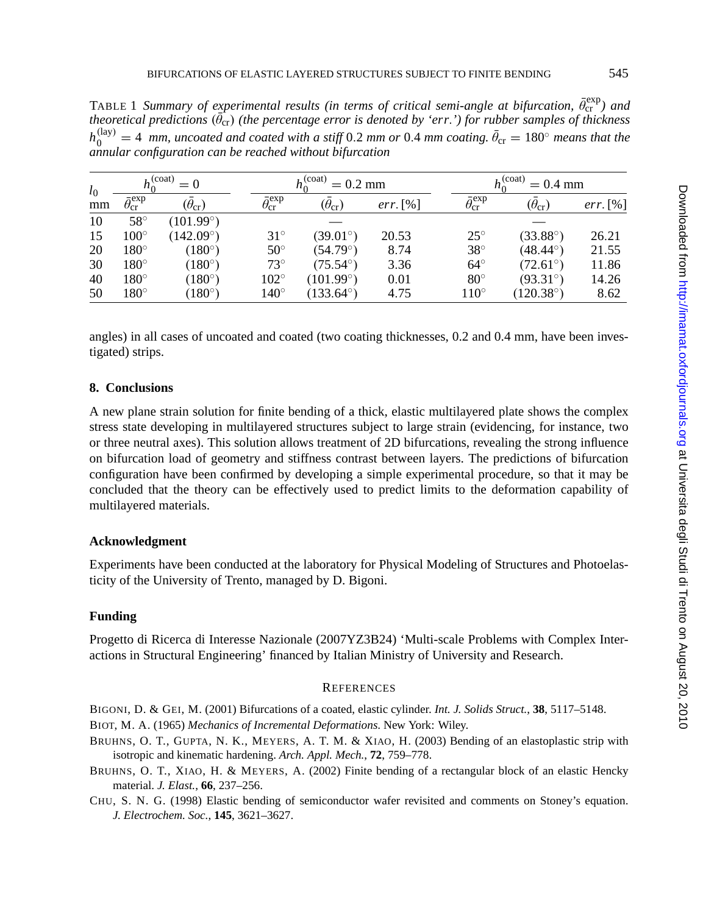TABLE 1 *Summary of experimental results (in terms of critical semi-angle at bifurcation, $\bar{\theta}_{cr}^{exp}$) and theoretical predictions ($\bar{\theta}_{cr}$) (the percentage error is denoted by 'err.') for rubber samples of thickness $h_0^{(lay)} = 4$ mm, uncoated and coated with a stiff 0.2 mm or 0.4 mm coating. $\bar{\theta}_{cr} = 180^\circ$ means that the annular configuration can be reached without bifurcation*

| $l_0$ | $h_0^{(coat)} = 0$ | | $h_0^{(coat)} = 0.2$ mm | | | $h_0^{(coat)} = 0.4$ mm | | |
|---|---|---|---|---|---|---|---|---|
| mm | $\bar{\theta}_{cr}^{exp}$ | $(\bar{\theta}_{cr})$ | $\bar{\theta}_{cr}^{exp}$ | $(\bar{\theta}_{cr})$ | *err.* [%] | $\bar{\theta}_{cr}^{exp}$ | $(\bar{\theta}_{cr})$ | *err.* [%] |
| 10 | $58^\circ$ | $(101.99^\circ)$ | | — | | | — | |
| 15 | $100^\circ$ | $(142.09^\circ)$ | $31^\circ$ | $(39.01^\circ)$ | 20.53 | $25^\circ$ | $(33.88^\circ)$ | 26.21 |
| 20 | $180^\circ$ | $(180^\circ)$ | $50^\circ$ | $(54.79^\circ)$ | 8.74 | $38^\circ$ | $(48.44^\circ)$ | 21.55 |
| 30 | $180^\circ$ | $(180^\circ)$ | $73^\circ$ | $(75.54^\circ)$ | 3.36 | $64^\circ$ | $(72.61^\circ)$ | 11.86 |
| 40 | $180^\circ$ | $(180^\circ)$ | $102^\circ$ | $(101.99^\circ)$ | 0.01 | $80^\circ$ | $(93.31^\circ)$ | 14.26 |
| 50 | $180^\circ$ | $(180^\circ)$ | $140^\circ$ | $(133.64^\circ)$ | 4.75 | $110^\circ$ | $(120.38^\circ)$ | 8.62 |

angles) in all cases of uncoated and coated (two coating thicknesses, 0.2 and 0.4 mm, have been investigated) strips.

## 8. Conclusions

A new plane strain solution for finite bending of a thick, elastic multilayered plate shows the complex stress state developing in multilayered structures subject to large strain (evidencing, for instance, two or three neutral axes). This solution allows treatment of 2D bifurcations, revealing the strong influence on bifurcation load of geometry and stiffness contrast between layers. The predictions of bifurcation configuration have been confirmed by developing a simple experimental procedure, so that it may be concluded that the theory can be effectively used to predict limits to the deformation capability of multilayered materials.

## Acknowledgment

Experiments have been conducted at the laboratory for Physical Modeling of Structures and Photoelasticity of the University of Trento, managed by D. Bigoni.

## Funding

Progetto di Ricerca di Interesse Nazionale (2007YZ3B24) 'Multi-scale Problems with Complex Interactions in Structural Engineering' financed by Italian Ministry of University and Research.

## REFERENCES

BIGONI, D. & GEI, M. (2001) Bifurcations of a coated, elastic cylinder. *Int. J. Solids Struct.*, **38**, 5117–5148.

BIOT, M. A. (1965) *Mechanics of Incremental Deformations.* New York: Wiley.

BRUHNS, O. T., GUPTA, N. K., MEYERS, A. T. M. & XIAO, H. (2003) Bending of an elastoplastic strip with isotropic and kinematic hardening. *Arch. Appl. Mech.*, **72**, 759–778.

BRUHNS, O. T., XIAO, H. & MEYERS, A. (2002) Finite bending of a rectangular block of an elastic Hencky material. *J. Elast.*, **66**, 237–256.

CHU, S. N. G. (1998) Elastic bending of semiconductor wafer revisited and comments on Stoney's equation. *J. Electrochem. Soc.*, **145**, 3621–3627.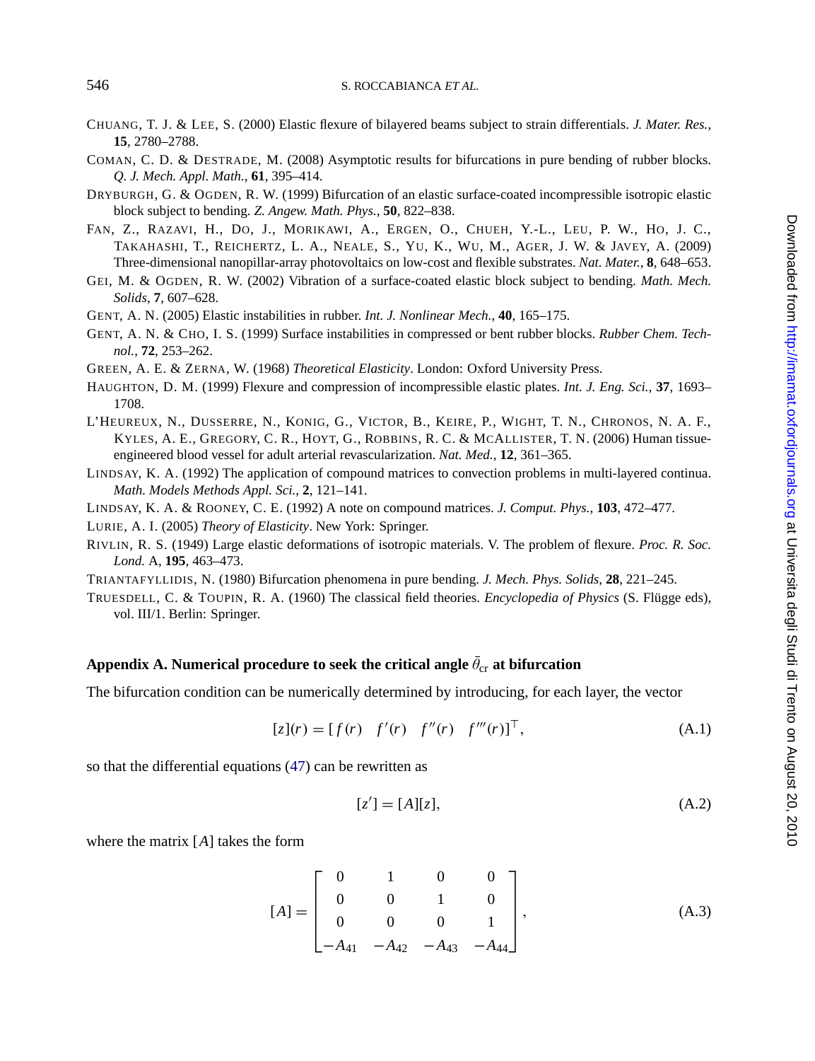CHUANG, T. J. & LEE, S. (2000) Elastic flexure of bilayered beams subject to strain differentials. *J. Mater. Res.*, **15**, 2780–2788.

COMAN, C. D. & DESTRADE, M. (2008) Asymptotic results for bifurcations in pure bending of rubber blocks. *Q. J. Mech. Appl. Math.*, **61**, 395–414.

DRYBURGH, G. & OGDEN, R. W. (1999) Bifurcation of an elastic surface-coated incompressible isotropic elastic block subject to bending. *Z. Angew. Math. Phys.*, **50**, 822–838.

FAN, Z., RAZAVI, H., DO, J., MORIKAWI, A., ERGEN, O., CHUEH, Y.-L., LEU, P. W., HO, J. C., TAKAHASHI, T., REICHERTZ, L. A., NEALE, S., YU, K., WU, M., AGER, J. W. & JAVEY, A. (2009) Three-dimensional nanopillar-array photovoltaics on low-cost and flexible substrates. *Nat. Mater.*, **8**, 648–653.

GEI, M. & OGDEN, R. W. (2002) Vibration of a surface-coated elastic block subject to bending. *Math. Mech. Solids*, **7**, 607–628.

GENT, A. N. (2005) Elastic instabilities in rubber. *Int. J. Nonlinear Mech.*, **40**, 165–175.

GENT, A. N. & CHO, I. S. (1999) Surface instabilities in compressed or bent rubber blocks. *Rubber Chem. Technol.*, **72**, 253–262.

GREEN, A. E. & ZERNA, W. (1968) *Theoretical Elasticity*. London: Oxford University Press.

HAUGHTON, D. M. (1999) Flexure and compression of incompressible elastic plates. *Int. J. Eng. Sci.*, **37**, 1693–1708.

L'HEUREUX, N., DUSSERRE, N., KONIG, G., VICTOR, B., KEIRE, P., WIGHT, T. N., CHRONOS, N. A. F., KYLES, A. E., GREGORY, C. R., HOYT, G., ROBBINS, R. C. & MCALLISTER, T. N. (2006) Human tissue-engineered blood vessel for adult arterial revascularization. *Nat. Med.*, **12**, 361–365.

LINDSAY, K. A. (1992) The application of compound matrices to convection problems in multi-layered continua. *Math. Models Methods Appl. Sci.*, **2**, 121–141.

LINDSAY, K. A. & ROONEY, C. E. (1992) A note on compound matrices. *J. Comput. Phys.*, **103**, 472–477.

LURIE, A. I. (2005) *Theory of Elasticity*. New York: Springer.

RIVLIN, R. S. (1949) Large elastic deformations of isotropic materials. V. The problem of flexure. *Proc. R. Soc. Lond.* A, **195**, 463–473.

TRIANTAFYLLIDIS, N. (1980) Bifurcation phenomena in pure bending. *J. Mech. Phys. Solids*, **28**, 221–245.

TRUESDELL, C. & TOUPIN, R. A. (1960) The classical field theories. *Encyclopedia of Physics* (S. Flügge eds), vol. III/1. Berlin: Springer.

## Appendix A. Numerical procedure to seek the critical angle $\bar{\theta}_{\rm cr}$ at bifurcation

The bifurcation condition can be numerically determined by introducing, for each layer, the vector

$$[z](r) = [\, f(r) \quad f'(r) \quad f''(r) \quad f'''(r)]^{\top}, \tag{A.1}$$

so that the differential equations (47) can be rewritten as

$$[z'] = [A][z], \tag{A.2}$$

where the matrix $[A]$ takes the form

$$[A] = \begin{bmatrix} 0 & 1 & 0 & 0 \\ 0 & 0 & 1 & 0 \\ 0 & 0 & 0 & 1 \\ -A_{41} & -A_{42} & -A_{43} & -A_{44} \end{bmatrix}, \tag{A.3}$$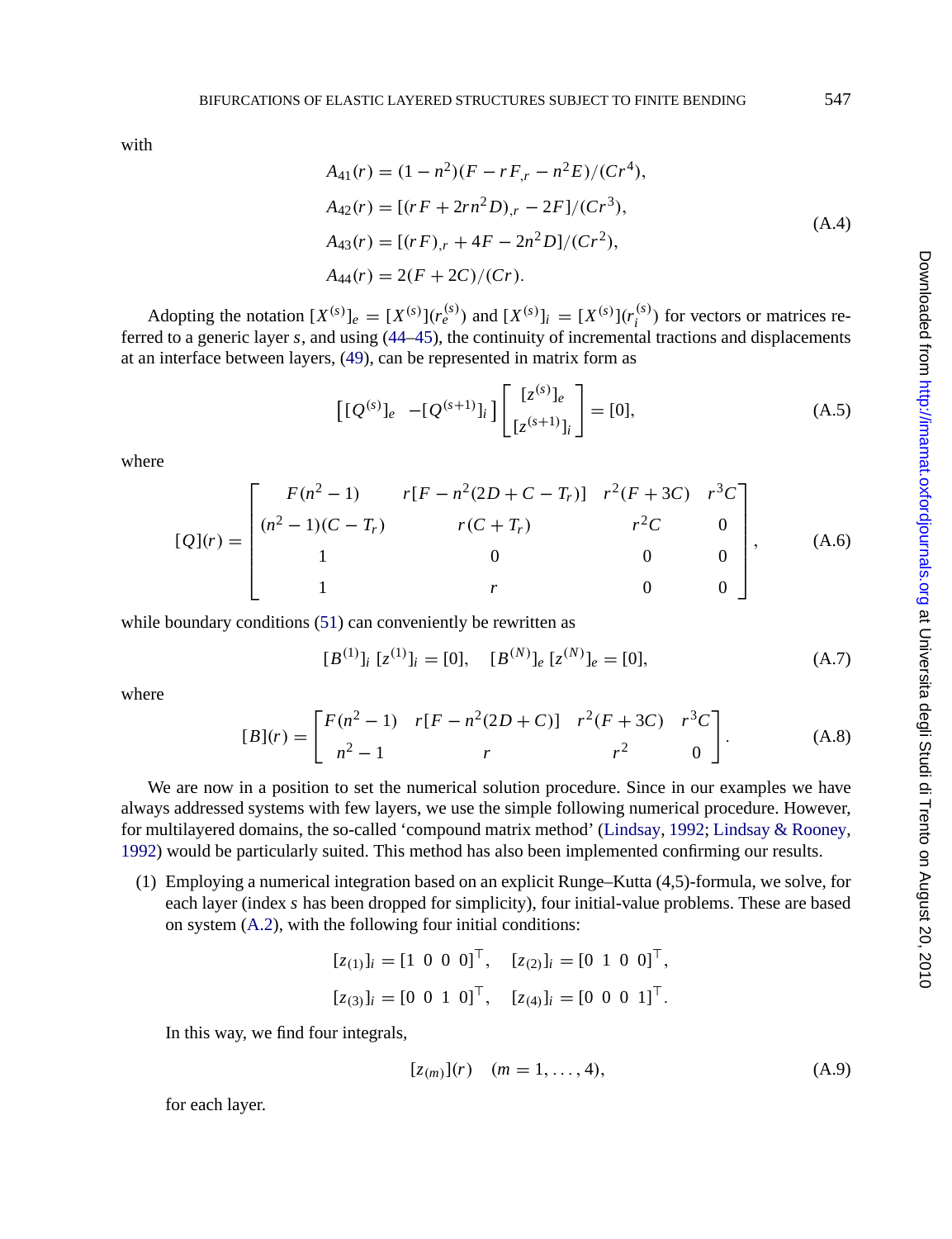with

$$
\begin{aligned}
A_{41}(r) &= (1-n^2)(F - rF_{,r} - n^2E)/(Cr^4),\\
A_{42}(r) &= [(rF + 2rn^2D)_{,r} - 2F]/(Cr^3),\\
A_{43}(r) &= [(rF)_{,r} + 4F - 2n^2D]/(Cr^2),\\
A_{44}(r) &= 2(F+2C)/(Cr).
\end{aligned}
\tag{A.4}
$$

Adopting the notation $[X^{(s)}]_e = [X^{(s)}](r_e^{(s)})$ and $[X^{(s)}]_i = [X^{(s)}](r_i^{(s)})$ for vectors or matrices referred to a generic layer $s$, and using (44–45), the continuity of incremental tractions and displacements at an interface between layers, (49), can be represented in matrix form as

$$
\begin{bmatrix} [Q^{(s)}]_e & -[Q^{(s+1)}]_i \end{bmatrix} \begin{bmatrix} [z^{(s)}]_e \\ [z^{(s+1)}]_i \end{bmatrix} = [0],
\tag{A.5}
$$

where

$$
[Q](r) = \begin{bmatrix}
F(n^2-1) & r[F - n^2(2D + C - T_r)] & r^2(F+3C) & r^3C \\
(n^2-1)(C-T_r) & r(C+T_r) & r^2C & 0 \\
1 & 0 & 0 & 0 \\
1 & r & 0 & 0
\end{bmatrix},
\tag{A.6}
$$

while boundary conditions (51) can conveniently be rewritten as

$$
[B^{(1)}]_i\ [z^{(1)}]_i = [0], \quad [B^{(N)}]_e\ [z^{(N)}]_e = [0],
\tag{A.7}
$$

where

$$
[B](r) = \begin{bmatrix}
F(n^2-1) & r[F - n^2(2D+C)] & r^2(F+3C) & r^3C \\
n^2-1 & r & r^2 & 0
\end{bmatrix}.
\tag{A.8}
$$

We are now in a position to set the numerical solution procedure. Since in our examples we have always addressed systems with few layers, we use the simple following numerical procedure. However, for multilayered domains, the so-called 'compound matrix method' (Lindsay, 1992; Lindsay & Rooney, 1992) would be particularly suited. This method has also been implemented confirming our results.

(1) Employing a numerical integration based on an explicit Runge–Kutta (4,5)-formula, we solve, for each layer (index $s$ has been dropped for simplicity), four initial-value problems. These are based on system (A.2), with the following four initial conditions:

$$
[z_{(1)}]_i = [1\ 0\ 0\ 0]^\top, \quad [z_{(2)}]_i = [0\ 1\ 0\ 0]^\top,
$$
$$
[z_{(3)}]_i = [0\ 0\ 1\ 0]^\top, \quad [z_{(4)}]_i = [0\ 0\ 0\ 1]^\top.
$$

In this way, we find four integrals,

$$
[z_{(m)}](r) \quad (m = 1, \ldots, 4),
\tag{A.9}
$$

for each layer.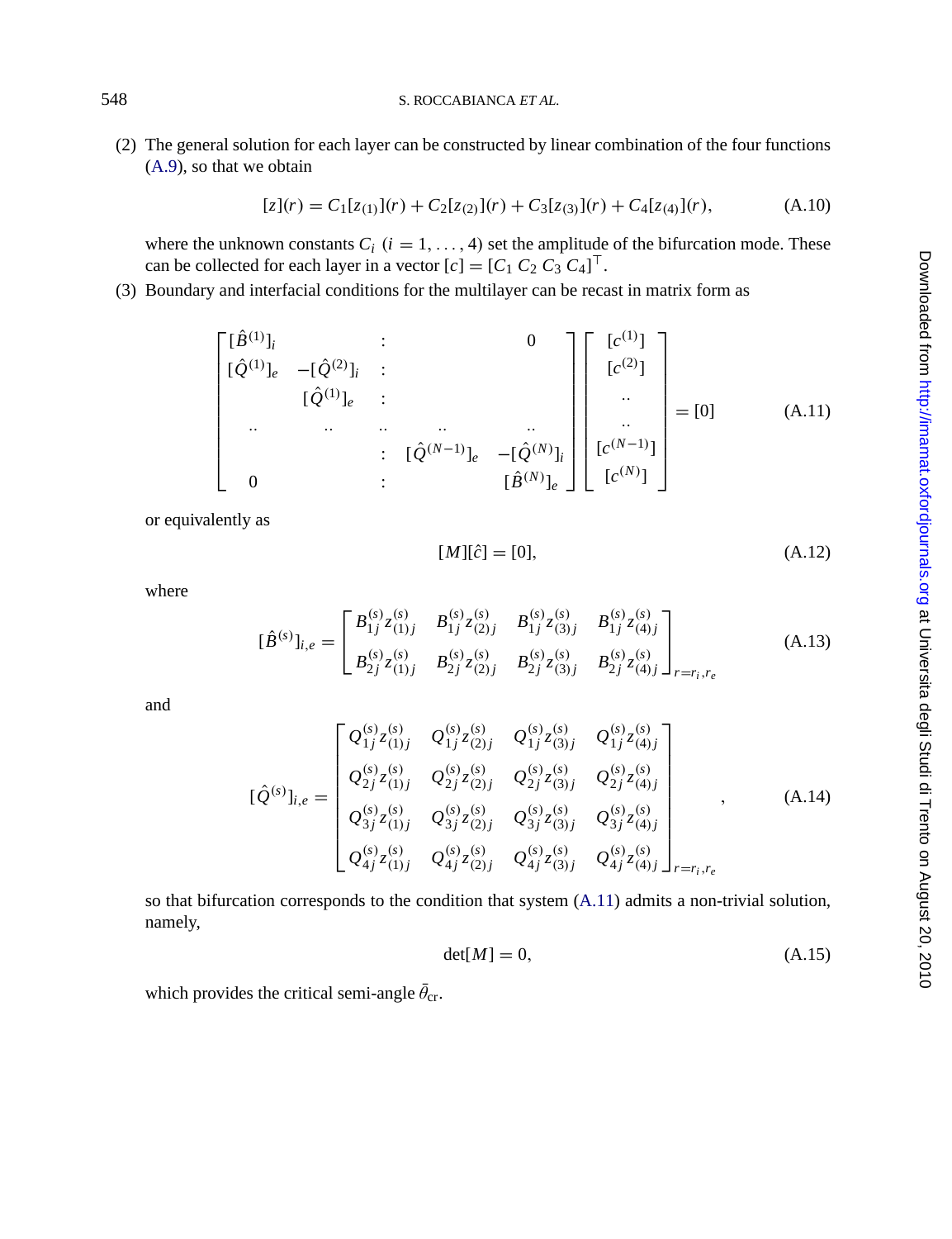(2) The general solution for each layer can be constructed by linear combination of the four functions (A.9), so that we obtain

$$[z](r) = C_1[z_{(1)}](r) + C_2[z_{(2)}](r) + C_3[z_{(3)}](r) + C_4[z_{(4)}](r), \tag{A.10}$$

where the unknown constants $C_i$ ($i = 1, \ldots, 4$) set the amplitude of the bifurcation mode. These can be collected for each layer in a vector $[c] = [C_1\ C_2\ C_3\ C_4]^\top$.

(3) Boundary and interfacial conditions for the multilayer can be recast in matrix form as

$$\begin{bmatrix} [\hat{B}^{(1)}]_i & & : & & 0 \\ [\hat{Q}^{(1)}]_e & -[\hat{Q}^{(2)}]_i & : & & \\ & [\hat{Q}^{(1)}]_e & : & & \\ .. & .. & .. & .. & .. \\ & & : & [\hat{Q}^{(N-1)}]_e & -[\hat{Q}^{(N)}]_i \\ 0 & & : & & [\hat{B}^{(N)}]_e \end{bmatrix} \begin{bmatrix} [c^{(1)}] \\ [c^{(2)}] \\ .. \\ .. \\ [c^{(N-1)}] \\ [c^{(N)}] \end{bmatrix} = [0] \tag{A.11}$$

or equivalently as

$$[M][\hat{c}] = [0], \tag{A.12}$$

where

$$[\hat{B}^{(s)}]_{i,e} = \begin{bmatrix} B^{(s)}_{1j} z^{(s)}_{(1)j} & B^{(s)}_{1j} z^{(s)}_{(2)j} & B^{(s)}_{1j} z^{(s)}_{(3)j} & B^{(s)}_{1j} z^{(s)}_{(4)j} \\ B^{(s)}_{2j} z^{(s)}_{(1)j} & B^{(s)}_{2j} z^{(s)}_{(2)j} & B^{(s)}_{2j} z^{(s)}_{(3)j} & B^{(s)}_{2j} z^{(s)}_{(4)j} \end{bmatrix}_{r=r_i,r_e} \tag{A.13}$$

and

$$[\hat{Q}^{(s)}]_{i,e} = \begin{bmatrix} Q^{(s)}_{1j} z^{(s)}_{(1)j} & Q^{(s)}_{1j} z^{(s)}_{(2)j} & Q^{(s)}_{1j} z^{(s)}_{(3)j} & Q^{(s)}_{1j} z^{(s)}_{(4)j} \\ Q^{(s)}_{2j} z^{(s)}_{(1)j} & Q^{(s)}_{2j} z^{(s)}_{(2)j} & Q^{(s)}_{2j} z^{(s)}_{(3)j} & Q^{(s)}_{2j} z^{(s)}_{(4)j} \\ Q^{(s)}_{3j} z^{(s)}_{(1)j} & Q^{(s)}_{3j} z^{(s)}_{(2)j} & Q^{(s)}_{3j} z^{(s)}_{(3)j} & Q^{(s)}_{3j} z^{(s)}_{(4)j} \\ Q^{(s)}_{4j} z^{(s)}_{(1)j} & Q^{(s)}_{4j} z^{(s)}_{(2)j} & Q^{(s)}_{4j} z^{(s)}_{(3)j} & Q^{(s)}_{4j} z^{(s)}_{(4)j} \end{bmatrix}_{r=r_i,r_e}, \tag{A.14}$$

so that bifurcation corresponds to the condition that system (A.11) admits a non-trivial solution, namely,

$$\det[M] = 0, \tag{A.15}$$

which provides the critical semi-angle $\bar{\theta}_{\text{cr}}$.